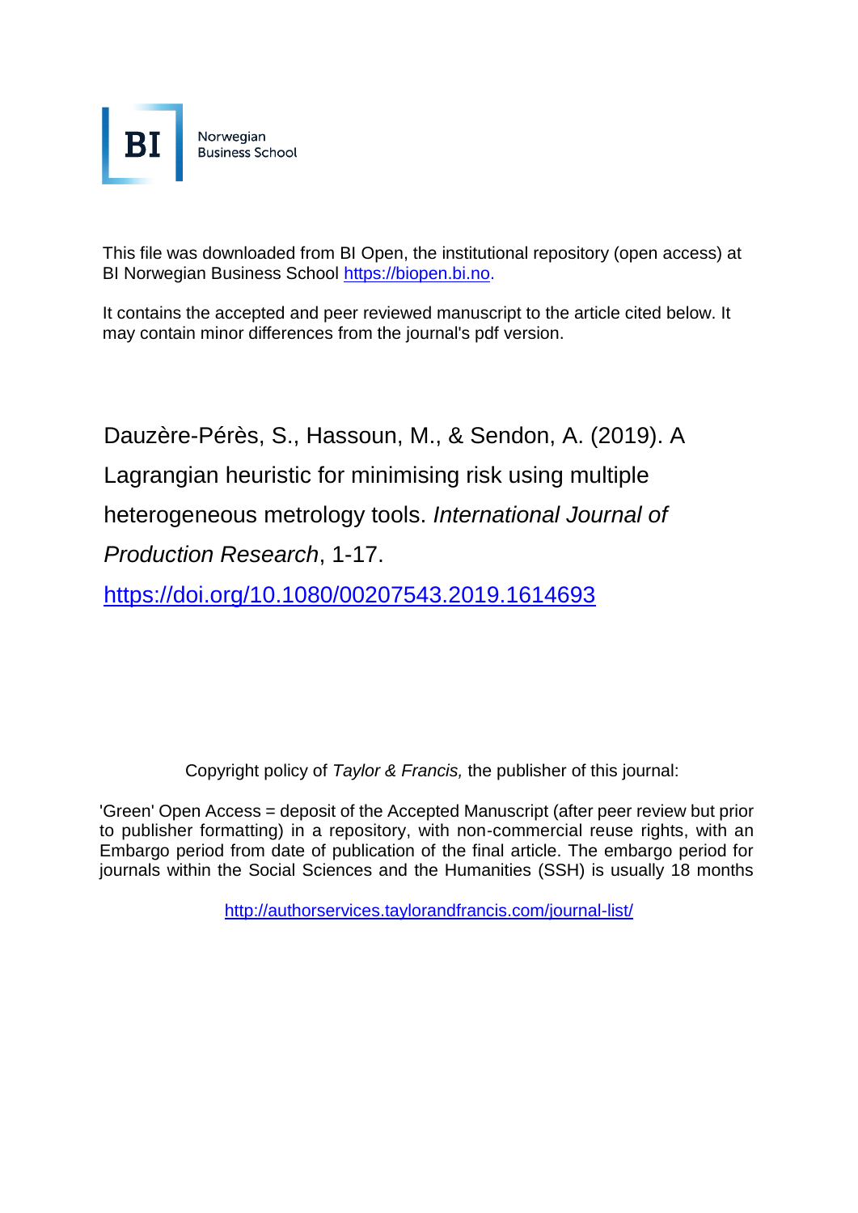BI Norwegian Business School

This file was downloaded from BI Open, the institutional repository (open access) at BI Norwegian Business School https://biopen.bi.no.

It contains the accepted and peer reviewed manuscript to the article cited below. It may contain minor differences from the journal's pdf version.

Dauzère-Pérès, S., Hassoun, M., & Sendon, A. (2019). A Lagrangian heuristic for minimising risk using multiple heterogeneous metrology tools. *International Journal of Production Research*, 1-17.

https://doi.org/10.1080/00207543.2019.1614693

Copyright policy of *Taylor & Francis,* the publisher of this journal:

'Green' Open Access = deposit of the Accepted Manuscript (after peer review but prior to publisher formatting) in a repository, with non-commercial reuse rights, with an Embargo period from date of publication of the final article. The embargo period for journals within the Social Sciences and the Humanities (SSH) is usually 18 months

http://authorservices.taylorandfrancis.com/journal-list/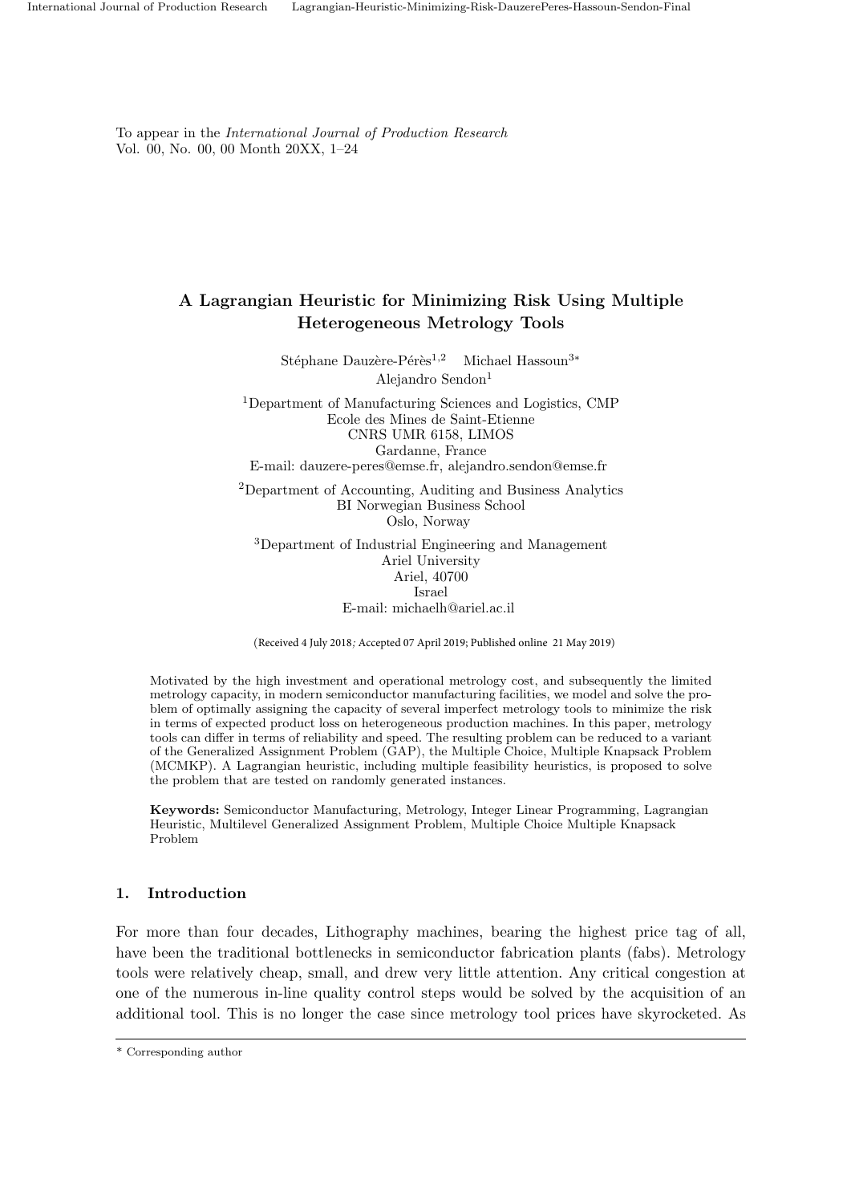To appear in the *International Journal of Production Research*
Vol. 00, No. 00, 00 Month 20XX, 1–24

# A Lagrangian Heuristic for Minimizing Risk Using Multiple Heterogeneous Metrology Tools

Stéphane Dauzère-Pérès[1,2] Michael Hassoun[3*]
Alejandro Sendon[1]

[1]Department of Manufacturing Sciences and Logistics, CMP
Ecole des Mines de Saint-Etienne
CNRS UMR 6158, LIMOS
Gardanne, France
E-mail: dauzere-peres@emse.fr, alejandro.sendon@emse.fr

[2]Department of Accounting, Auditing and Business Analytics
BI Norwegian Business School
Oslo, Norway

[3]Department of Industrial Engineering and Management
Ariel University
Ariel, 40700
Israel
E-mail: michaelh@ariel.ac.il

(Received 4 July 2018; Accepted 07 April 2019; Published online 21 May 2019)

Motivated by the high investment and operational metrology cost, and subsequently the limited metrology capacity, in modern semiconductor manufacturing facilities, we model and solve the problem of optimally assigning the capacity of several imperfect metrology tools to minimize the risk in terms of expected product loss on heterogeneous production machines. In this paper, metrology tools can differ in terms of reliability and speed. The resulting problem can be reduced to a variant of the Generalized Assignment Problem (GAP), the Multiple Choice, Multiple Knapsack Problem (MCMKP). A Lagrangian heuristic, including multiple feasibility heuristics, is proposed to solve the problem that are tested on randomly generated instances.

**Keywords:** Semiconductor Manufacturing, Metrology, Integer Linear Programming, Lagrangian Heuristic, Multilevel Generalized Assignment Problem, Multiple Choice Multiple Knapsack Problem

## 1. Introduction

For more than four decades, Lithography machines, bearing the highest price tag of all, have been the traditional bottlenecks in semiconductor fabrication plants (fabs). Metrology tools were relatively cheap, small, and drew very little attention. Any critical congestion at one of the numerous in-line quality control steps would be solved by the acquisition of an additional tool. This is no longer the case since metrology tool prices have skyrocketed. As

* Corresponding author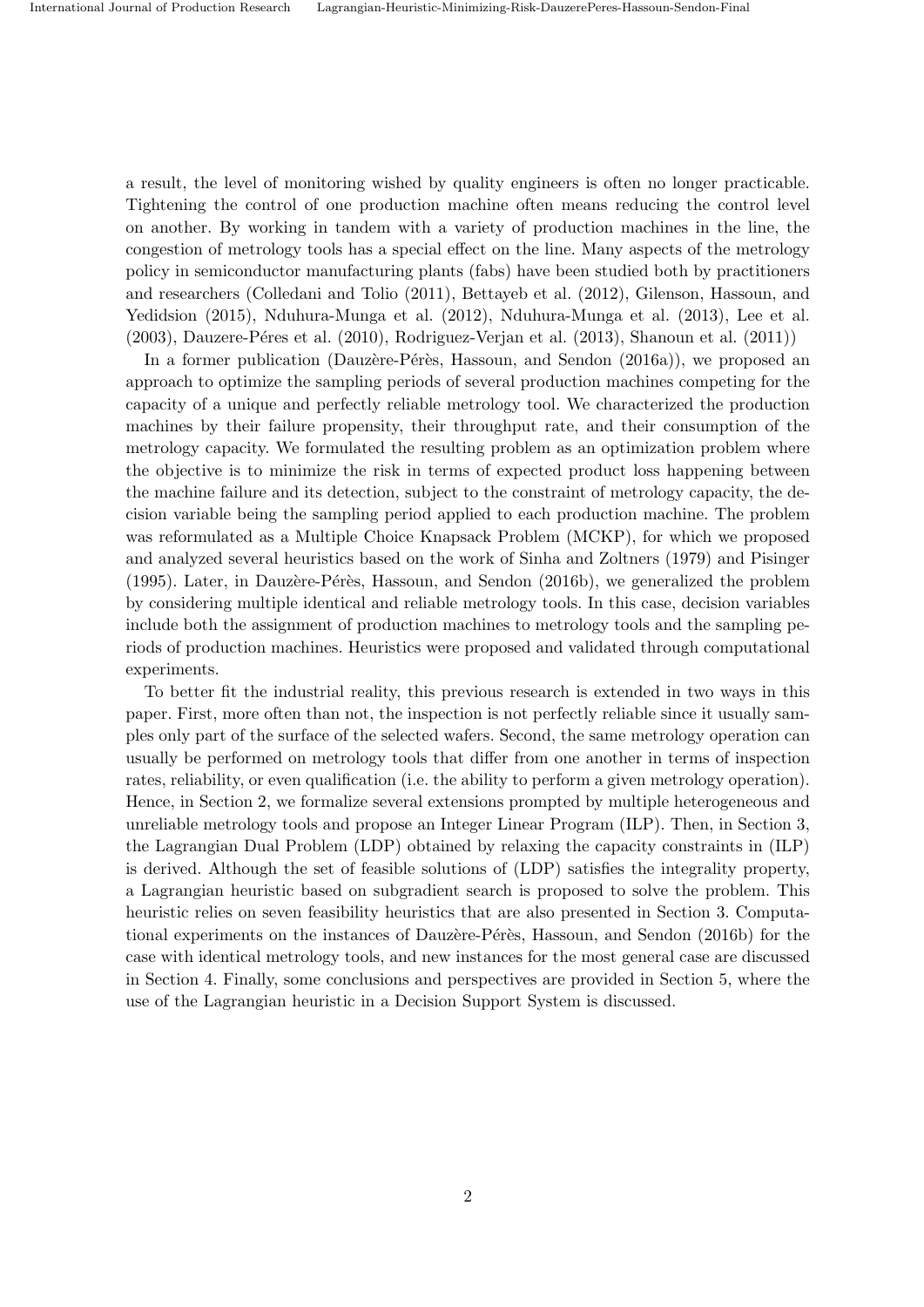a result, the level of monitoring wished by quality engineers is often no longer practicable. Tightening the control of one production machine often means reducing the control level on another. By working in tandem with a variety of production machines in the line, the congestion of metrology tools has a special effect on the line. Many aspects of the metrology policy in semiconductor manufacturing plants (fabs) have been studied both by practitioners and researchers (Colledani and Tolio (2011), Bettayeb et al. (2012), Gilenson, Hassoun, and Yedidsion (2015), Nduhura-Munga et al. (2012), Nduhura-Munga et al. (2013), Lee et al. (2003), Dauzere-Péres et al. (2010), Rodriguez-Verjan et al. (2013), Shanoun et al. (2011))

In a former publication (Dauzère-Pérès, Hassoun, and Sendon (2016a)), we proposed an approach to optimize the sampling periods of several production machines competing for the capacity of a unique and perfectly reliable metrology tool. We characterized the production machines by their failure propensity, their throughput rate, and their consumption of the metrology capacity. We formulated the resulting problem as an optimization problem where the objective is to minimize the risk in terms of expected product loss happening between the machine failure and its detection, subject to the constraint of metrology capacity, the decision variable being the sampling period applied to each production machine. The problem was reformulated as a Multiple Choice Knapsack Problem (MCKP), for which we proposed and analyzed several heuristics based on the work of Sinha and Zoltners (1979) and Pisinger (1995). Later, in Dauzère-Pérès, Hassoun, and Sendon (2016b), we generalized the problem by considering multiple identical and reliable metrology tools. In this case, decision variables include both the assignment of production machines to metrology tools and the sampling periods of production machines. Heuristics were proposed and validated through computational experiments.

To better fit the industrial reality, this previous research is extended in two ways in this paper. First, more often than not, the inspection is not perfectly reliable since it usually samples only part of the surface of the selected wafers. Second, the same metrology operation can usually be performed on metrology tools that differ from one another in terms of inspection rates, reliability, or even qualification (i.e. the ability to perform a given metrology operation). Hence, in Section 2, we formalize several extensions prompted by multiple heterogeneous and unreliable metrology tools and propose an Integer Linear Program (ILP). Then, in Section 3, the Lagrangian Dual Problem (LDP) obtained by relaxing the capacity constraints in (ILP) is derived. Although the set of feasible solutions of (LDP) satisfies the integrality property, a Lagrangian heuristic based on subgradient search is proposed to solve the problem. This heuristic relies on seven feasibility heuristics that are also presented in Section 3. Computational experiments on the instances of Dauzère-Pérès, Hassoun, and Sendon (2016b) for the case with identical metrology tools, and new instances for the most general case are discussed in Section 4. Finally, some conclusions and perspectives are provided in Section 5, where the use of the Lagrangian heuristic in a Decision Support System is discussed.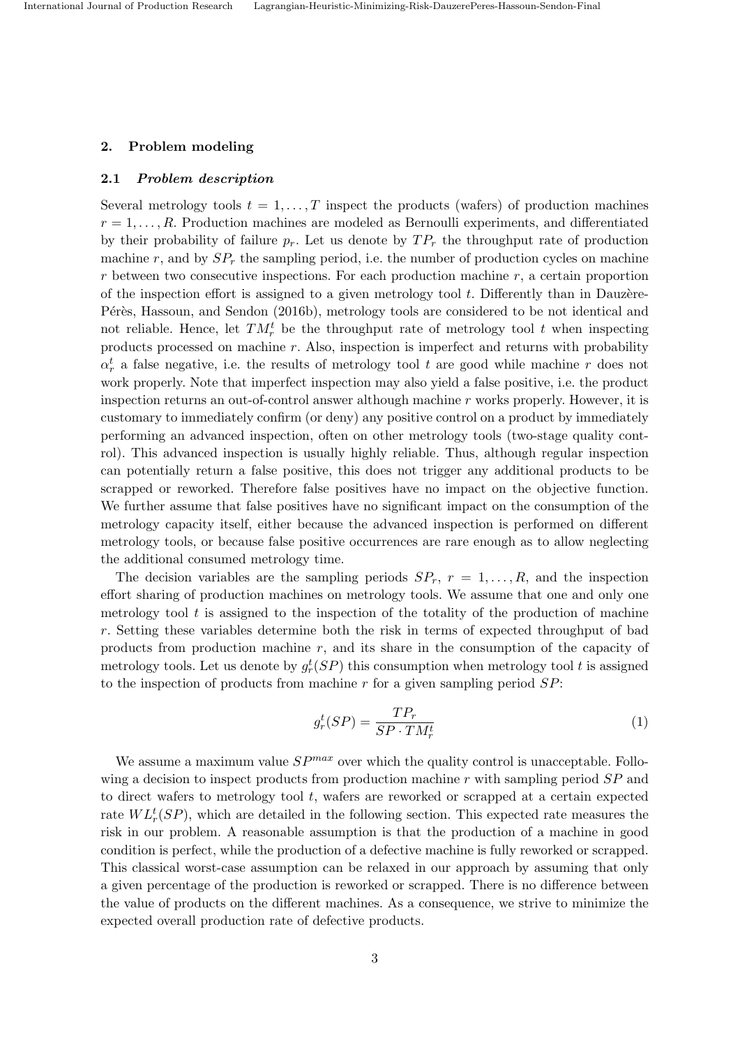## 2. Problem modeling

### 2.1 *Problem description*

Several metrology tools $t = 1, \dots, T$ inspect the products (wafers) of production machines $r = 1, \dots, R$. Production machines are modeled as Bernoulli experiments, and differentiated by their probability of failure $p_r$. Let us denote by $TP_r$ the throughput rate of production machine $r$, and by $SP_r$ the sampling period, i.e. the number of production cycles on machine $r$ between two consecutive inspections. For each production machine $r$, a certain proportion of the inspection effort is assigned to a given metrology tool $t$. Differently than in Dauzère-Pérès, Hassoun, and Sendon (2016b), metrology tools are considered to be not identical and not reliable. Hence, let $TM_r^t$ be the throughput rate of metrology tool $t$ when inspecting products processed on machine $r$. Also, inspection is imperfect and returns with probability $\alpha_r^t$ a false negative, i.e. the results of metrology tool $t$ are good while machine $r$ does not work properly. Note that imperfect inspection may also yield a false positive, i.e. the product inspection returns an out-of-control answer although machine $r$ works properly. However, it is customary to immediately confirm (or deny) any positive control on a product by immediately performing an advanced inspection, often on other metrology tools (two-stage quality control). This advanced inspection is usually highly reliable. Thus, although regular inspection can potentially return a false positive, this does not trigger any additional products to be scrapped or reworked. Therefore false positives have no impact on the objective function. We further assume that false positives have no significant impact on the consumption of the metrology capacity itself, either because the advanced inspection is performed on different metrology tools, or because false positive occurrences are rare enough as to allow neglecting the additional consumed metrology time.

The decision variables are the sampling periods $SP_r$, $r = 1, \dots, R$, and the inspection effort sharing of production machines on metrology tools. We assume that one and only one metrology tool $t$ is assigned to the inspection of the totality of the production of machine $r$. Setting these variables determine both the risk in terms of expected throughput of bad products from production machine $r$, and its share in the consumption of the capacity of metrology tools. Let us denote by $g_r^t(SP)$ this consumption when metrology tool $t$ is assigned to the inspection of products from machine $r$ for a given sampling period $SP$:

$$g_r^t(SP) = \frac{TP_r}{SP \cdot TM_r^t} \tag{1}$$

We assume a maximum value $SP^{max}$ over which the quality control is unacceptable. Following a decision to inspect products from production machine $r$ with sampling period $SP$ and to direct wafers to metrology tool $t$, wafers are reworked or scrapped at a certain expected rate $WL_r^t(SP)$, which are detailed in the following section. This expected rate measures the risk in our problem. A reasonable assumption is that the production of a machine in good condition is perfect, while the production of a defective machine is fully reworked or scrapped. This classical worst-case assumption can be relaxed in our approach by assuming that only a given percentage of the production is reworked or scrapped. There is no difference between the value of products on the different machines. As a consequence, we strive to minimize the expected overall production rate of defective products.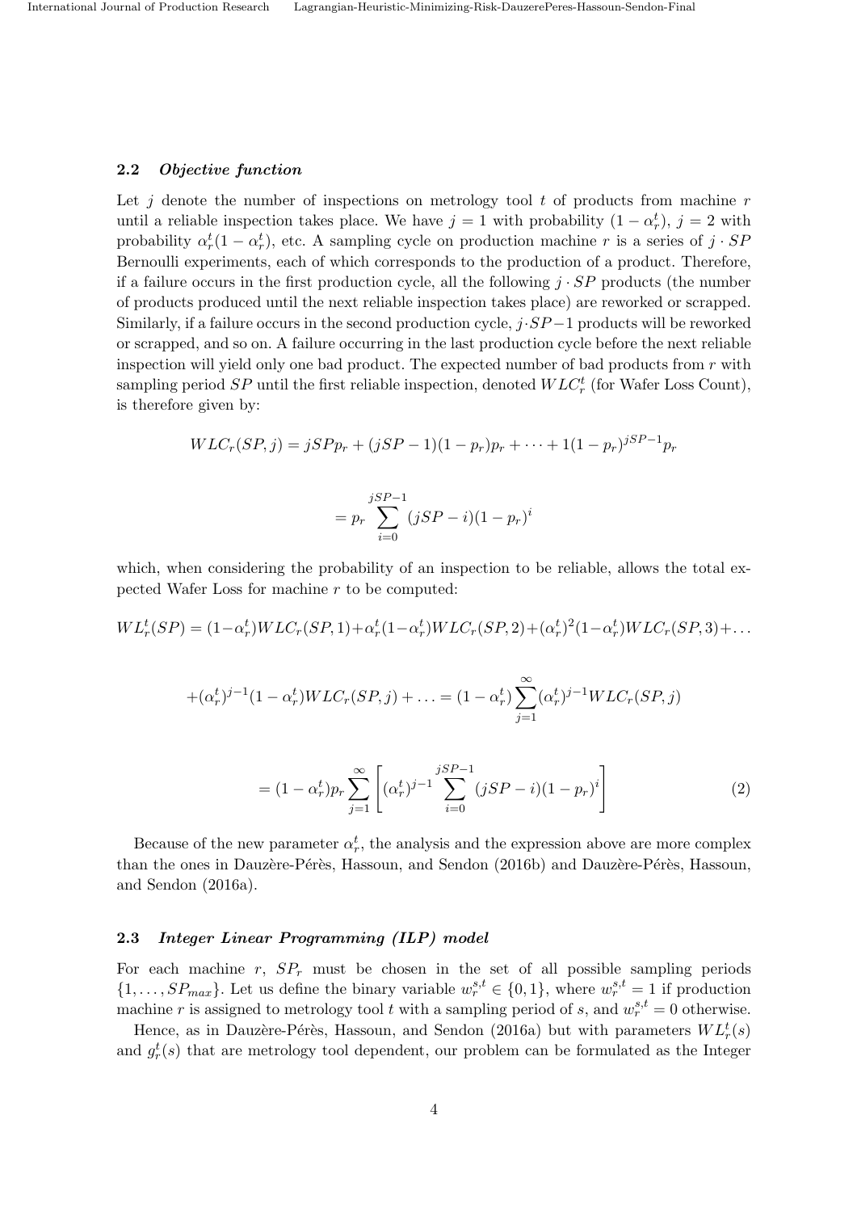### 2.2 *Objective function*

Let $j$ denote the number of inspections on metrology tool $t$ of products from machine $r$ until a reliable inspection takes place. We have $j = 1$ with probability $(1 - \alpha_r^t)$, $j = 2$ with probability $\alpha_r^t(1 - \alpha_r^t)$, etc. A sampling cycle on production machine $r$ is a series of $j \cdot SP$ Bernoulli experiments, each of which corresponds to the production of a product. Therefore, if a failure occurs in the first production cycle, all the following $j \cdot SP$ products (the number of products produced until the next reliable inspection takes place) are reworked or scrapped. Similarly, if a failure occurs in the second production cycle, $j \cdot SP - 1$ products will be reworked or scrapped, and so on. A failure occurring in the last production cycle before the next reliable inspection will yield only one bad product. The expected number of bad products from $r$ with sampling period $SP$ until the first reliable inspection, denoted $WLC_r^t$ (for Wafer Loss Count), is therefore given by:

$$WLC_r(SP, j) = jSPp_r + (jSP - 1)(1 - p_r)p_r + \cdots + 1(1 - p_r)^{jSP-1}p_r$$

$$= p_r \sum_{i=0}^{jSP-1} (jSP - i)(1 - p_r)^i$$

which, when considering the probability of an inspection to be reliable, allows the total expected Wafer Loss for machine $r$ to be computed:

$$WL_r^t(SP) = (1-\alpha_r^t)WLC_r(SP, 1)+\alpha_r^t(1-\alpha_r^t)WLC_r(SP, 2)+(\alpha_r^t)^2(1-\alpha_r^t)WLC_r(SP, 3)+\dots$$

$$+(\alpha_r^t)^{j-1}(1 - \alpha_r^t)WLC_r(SP, j) + \dots = (1 - \alpha_r^t)\sum_{j=1}^{\infty}(\alpha_r^t)^{j-1}WLC_r(SP, j)$$

$$= (1 - \alpha_r^t)p_r \sum_{j=1}^{\infty} \left[ (\alpha_r^t)^{j-1} \sum_{i=0}^{jSP-1} (jSP - i)(1 - p_r)^i \right] \tag{2}$$

Because of the new parameter $\alpha_r^t$, the analysis and the expression above are more complex than the ones in Dauzère-Pérès, Hassoun, and Sendon (2016b) and Dauzère-Pérès, Hassoun, and Sendon (2016a).

### 2.3 *Integer Linear Programming (ILP) model*

For each machine $r$, $SP_r$ must be chosen in the set of all possible sampling periods $\{1, \dots, SP_{max}\}$. Let us define the binary variable $w_r^{s,t} \in \{0, 1\}$, where $w_r^{s,t} = 1$ if production machine $r$ is assigned to metrology tool $t$ with a sampling period of $s$, and $w_r^{s,t} = 0$ otherwise.

Hence, as in Dauzère-Pérès, Hassoun, and Sendon (2016a) but with parameters $WL_r^t(s)$ and $g_r^t(s)$ that are metrology tool dependent, our problem can be formulated as the Integer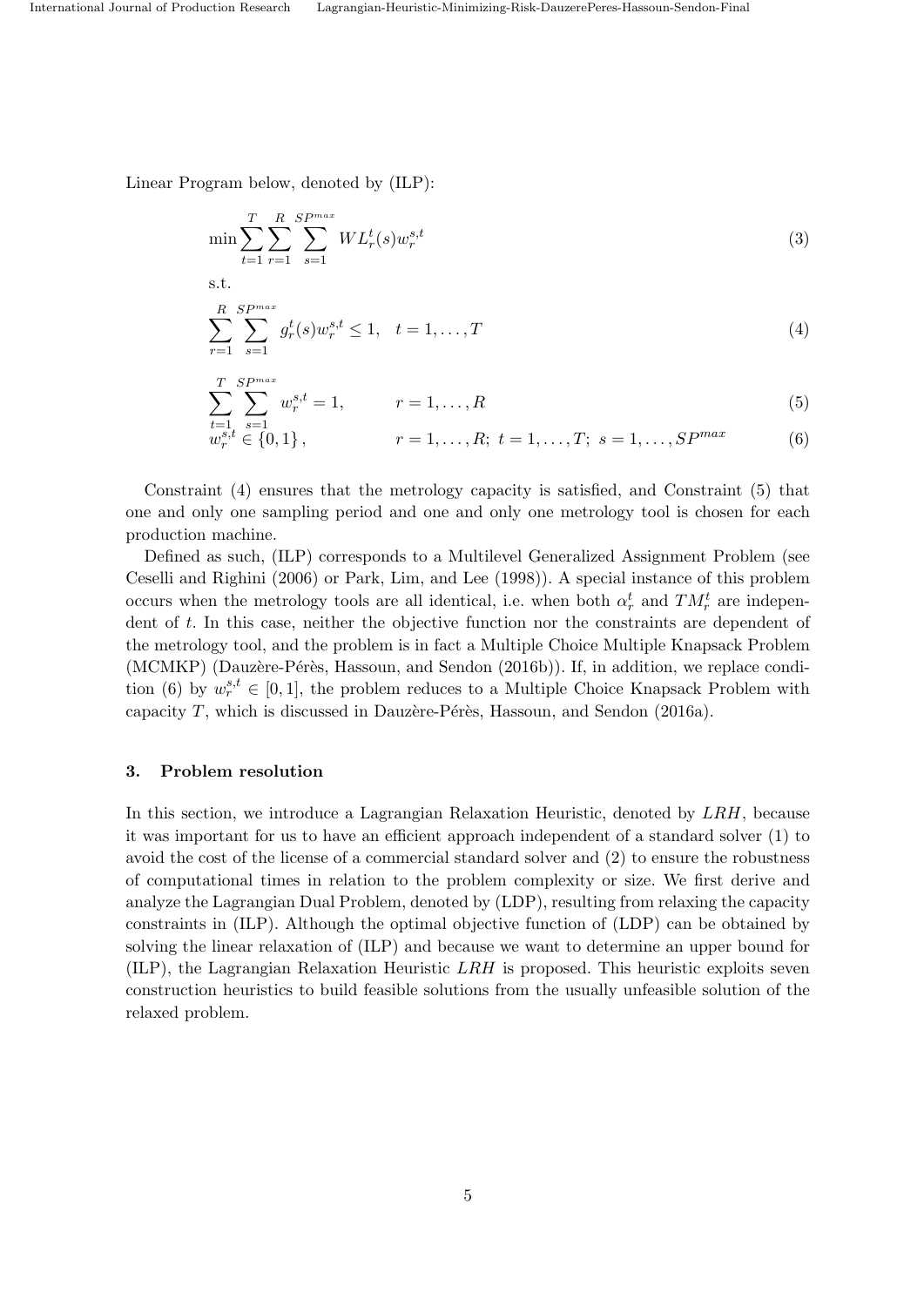Linear Program below, denoted by (ILP):

$$\min \sum_{t=1}^{T} \sum_{r=1}^{R} \sum_{s=1}^{SP^{max}} WL_r^t(s) w_r^{s,t} \tag{3}$$

s.t.

$$\sum_{r=1}^{R} \sum_{s=1}^{SP^{max}} g_r^t(s) w_r^{s,t} \leq 1, \quad t = 1, \ldots, T \tag{4}$$

$$\sum_{t=1}^{T} \sum_{s=1}^{SP^{max}} w_r^{s,t} = 1, \qquad r = 1, \ldots, R \tag{5}$$

$$w_r^{s,t} \in \{0, 1\}, \qquad r = 1, \ldots, R; \; t = 1, \ldots, T; \; s = 1, \ldots, SP^{max} \tag{6}$$

Constraint (4) ensures that the metrology capacity is satisfied, and Constraint (5) that one and only one sampling period and one and only one metrology tool is chosen for each production machine.

Defined as such, (ILP) corresponds to a Multilevel Generalized Assignment Problem (see Ceselli and Righini (2006) or Park, Lim, and Lee (1998)). A special instance of this problem occurs when the metrology tools are all identical, i.e. when both $\alpha_r^t$ and $TM_r^t$ are independent of $t$. In this case, neither the objective function nor the constraints are dependent of the metrology tool, and the problem is in fact a Multiple Choice Multiple Knapsack Problem (MCMKP) (Dauzère-Pérès, Hassoun, and Sendon (2016b)). If, in addition, we replace condition (6) by $w_r^{s,t} \in [0, 1]$, the problem reduces to a Multiple Choice Knapsack Problem with capacity $T$, which is discussed in Dauzère-Pérès, Hassoun, and Sendon (2016a).

## 3. Problem resolution

In this section, we introduce a Lagrangian Relaxation Heuristic, denoted by *LRH*, because it was important for us to have an efficient approach independent of a standard solver (1) to avoid the cost of the license of a commercial standard solver and (2) to ensure the robustness of computational times in relation to the problem complexity or size. We first derive and analyze the Lagrangian Dual Problem, denoted by (LDP), resulting from relaxing the capacity constraints in (ILP). Although the optimal objective function of (LDP) can be obtained by solving the linear relaxation of (ILP) and because we want to determine an upper bound for (ILP), the Lagrangian Relaxation Heuristic *LRH* is proposed. This heuristic exploits seven construction heuristics to build feasible solutions from the usually unfeasible solution of the relaxed problem.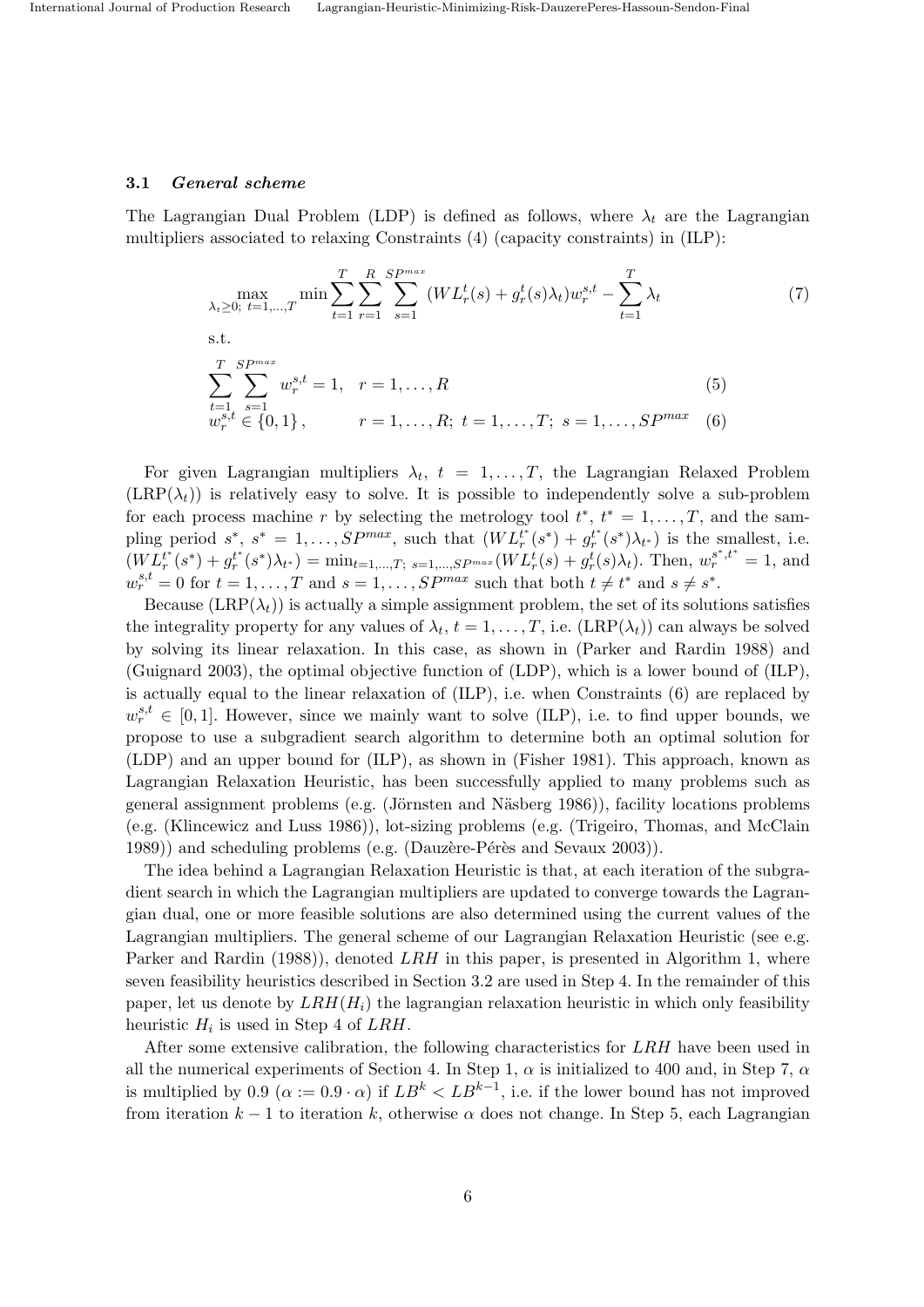### 3.1 *General scheme*

The Lagrangian Dual Problem (LDP) is defined as follows, where $\lambda_t$ are the Lagrangian multipliers associated to relaxing Constraints (4) (capacity constraints) in (ILP):

$$\max_{\lambda_t \geq 0;\ t=1,\ldots,T} \min \sum_{t=1}^{T} \sum_{r=1}^{R} \sum_{s=1}^{SP^{max}} (WL_r^t(s) + g_r^t(s)\lambda_t) w_r^{s,t} - \sum_{t=1}^{T} \lambda_t \tag{7}$$

s.t.

$$\sum_{t=1}^{T} \sum_{s=1}^{SP^{max}} w_r^{s,t} = 1, \quad r = 1, \ldots, R \tag{5}$$

$$w_r^{s,t} \in \{0,1\}, \qquad r = 1, \ldots, R;\ t = 1, \ldots, T;\ s = 1, \ldots, SP^{max} \tag{6}$$

For given Lagrangian multipliers $\lambda_t$, $t = 1, \ldots, T$, the Lagrangian Relaxed Problem (LRP($\lambda_t$)) is relatively easy to solve. It is possible to independently solve a sub-problem for each process machine $r$ by selecting the metrology tool $t^*$, $t^* = 1, \ldots, T$, and the sampling period $s^*$, $s^* = 1, \ldots, SP^{max}$, such that $(WL_r^{t^*}(s^*) + g_r^{t^*}(s^*)\lambda_{t^*})$ is the smallest, i.e. $(WL_r^{t^*}(s^*) + g_r^{t^*}(s^*)\lambda_{t^*}) = \min_{t=1,\ldots,T;\ s=1,\ldots,SP^{max}} (WL_r^t(s) + g_r^t(s)\lambda_t)$. Then, $w_r^{s^*,t^*} = 1$, and $w_r^{s,t} = 0$ for $t = 1, \ldots, T$ and $s = 1, \ldots, SP^{max}$ such that both $t \neq t^*$ and $s \neq s^*$.

Because (LRP($\lambda_t$)) is actually a simple assignment problem, the set of its solutions satisfies the integrality property for any values of $\lambda_t$, $t = 1, \ldots, T$, i.e. (LRP($\lambda_t$)) can always be solved by solving its linear relaxation. In this case, as shown in (Parker and Rardin 1988) and (Guignard 2003), the optimal objective function of (LDP), which is a lower bound of (ILP), is actually equal to the linear relaxation of (ILP), i.e. when Constraints (6) are replaced by $w_r^{s,t} \in [0,1]$. However, since we mainly want to solve (ILP), i.e. to find upper bounds, we propose to use a subgradient search algorithm to determine both an optimal solution for (LDP) and an upper bound for (ILP), as shown in (Fisher 1981). This approach, known as Lagrangian Relaxation Heuristic, has been successfully applied to many problems such as general assignment problems (e.g. (Jörnsten and Näsberg 1986)), facility locations problems (e.g. (Klincewicz and Luss 1986)), lot-sizing problems (e.g. (Trigeiro, Thomas, and McClain 1989)) and scheduling problems (e.g. (Dauzère-Pérès and Sevaux 2003)).

The idea behind a Lagrangian Relaxation Heuristic is that, at each iteration of the subgradient search in which the Lagrangian multipliers are updated to converge towards the Lagrangian dual, one or more feasible solutions are also determined using the current values of the Lagrangian multipliers. The general scheme of our Lagrangian Relaxation Heuristic (see e.g. Parker and Rardin (1988)), denoted $LRH$ in this paper, is presented in Algorithm 1, where seven feasibility heuristics described in Section 3.2 are used in Step 4. In the remainder of this paper, let us denote by $LRH(H_i)$ the lagrangian relaxation heuristic in which only feasibility heuristic $H_i$ is used in Step 4 of $LRH$.

After some extensive calibration, the following characteristics for $LRH$ have been used in all the numerical experiments of Section 4. In Step 1, $\alpha$ is initialized to 400 and, in Step 7, $\alpha$ is multiplied by 0.9 ($\alpha := 0.9 \cdot \alpha$) if $LB^k < LB^{k-1}$, i.e. if the lower bound has not improved from iteration $k-1$ to iteration $k$, otherwise $\alpha$ does not change. In Step 5, each Lagrangian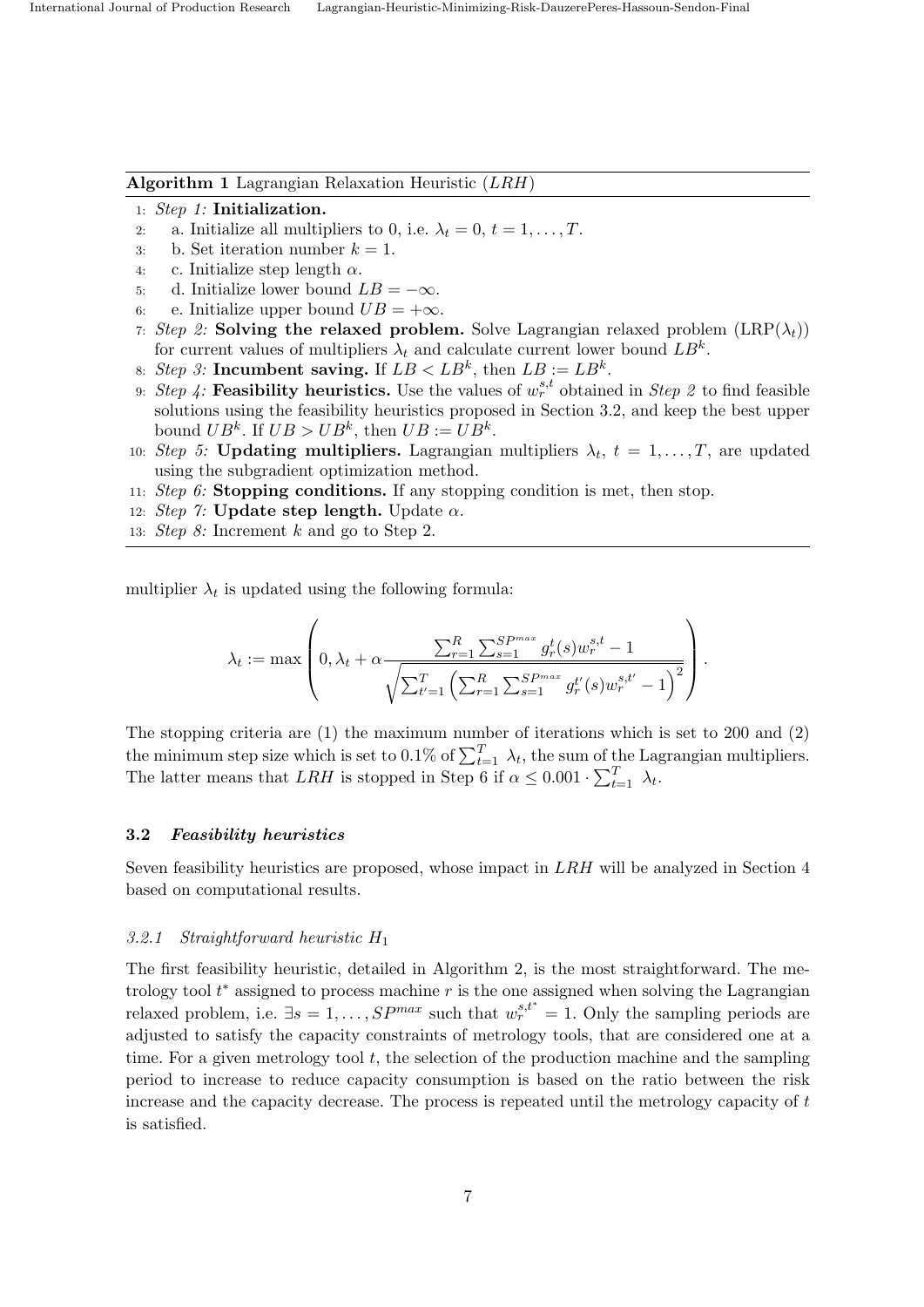**Algorithm 1** Lagrangian Relaxation Heuristic (*LRH*)

1: *Step 1:* **Initialization.**
2: a. Initialize all multipliers to 0, i.e. $\lambda_t = 0$, $t = 1, \ldots, T$.
3: b. Set iteration number $k = 1$.
4: c. Initialize step length $\alpha$.
5: d. Initialize lower bound $LB = -\infty$.
6: e. Initialize upper bound $UB = +\infty$.
7: *Step 2:* **Solving the relaxed problem.** Solve Lagrangian relaxed problem (LRP($\lambda_t$)) for current values of multipliers $\lambda_t$ and calculate current lower bound $LB^k$.
8: *Step 3:* **Incumbent saving.** If $LB < LB^k$, then $LB := LB^k$.
9: *Step 4:* **Feasibility heuristics.** Use the values of $w_r^{s,t}$ obtained in *Step 2* to find feasible solutions using the feasibility heuristics proposed in Section 3.2, and keep the best upper bound $UB^k$. If $UB > UB^k$, then $UB := UB^k$.
10: *Step 5:* **Updating multipliers.** Lagrangian multipliers $\lambda_t$, $t = 1, \ldots, T$, are updated using the subgradient optimization method.
11: *Step 6:* **Stopping conditions.** If any stopping condition is met, then stop.
12: *Step 7:* **Update step length.** Update $\alpha$.
13: *Step 8:* Increment $k$ and go to Step 2.

multiplier $\lambda_t$ is updated using the following formula:

$$\lambda_t := \max\left(0, \lambda_t + \alpha \frac{\sum_{r=1}^{R}\sum_{s=1}^{SP^{max}} g_r^t(s) w_r^{s,t} - 1}{\sqrt{\sum_{t'=1}^{T}\left(\sum_{r=1}^{R}\sum_{s=1}^{SP^{max}} g_r^{t'}(s) w_r^{s,t'} - 1\right)^2}}\right).$$

The stopping criteria are (1) the maximum number of iterations which is set to 200 and (2) the minimum step size which is set to 0.1% of $\sum_{t=1}^{T} \lambda_t$, the sum of the Lagrangian multipliers. The latter means that *LRH* is stopped in Step 6 if $\alpha \leq 0.001 \cdot \sum_{t=1}^{T} \lambda_t$.

### 3.2 *Feasibility heuristics*

Seven feasibility heuristics are proposed, whose impact in *LRH* will be analyzed in Section 4 based on computational results.

#### 3.2.1 *Straightforward heuristic $H_1$*

The first feasibility heuristic, detailed in Algorithm 2, is the most straightforward. The metrology tool $t^*$ assigned to process machine $r$ is the one assigned when solving the Lagrangian relaxed problem, i.e. $\exists s = 1, \ldots, SP^{max}$ such that $w_r^{s,t^*} = 1$. Only the sampling periods are adjusted to satisfy the capacity constraints of metrology tools, that are considered one at a time. For a given metrology tool $t$, the selection of the production machine and the sampling period to increase to reduce capacity consumption is based on the ratio between the risk increase and the capacity decrease. The process is repeated until the metrology capacity of $t$ is satisfied.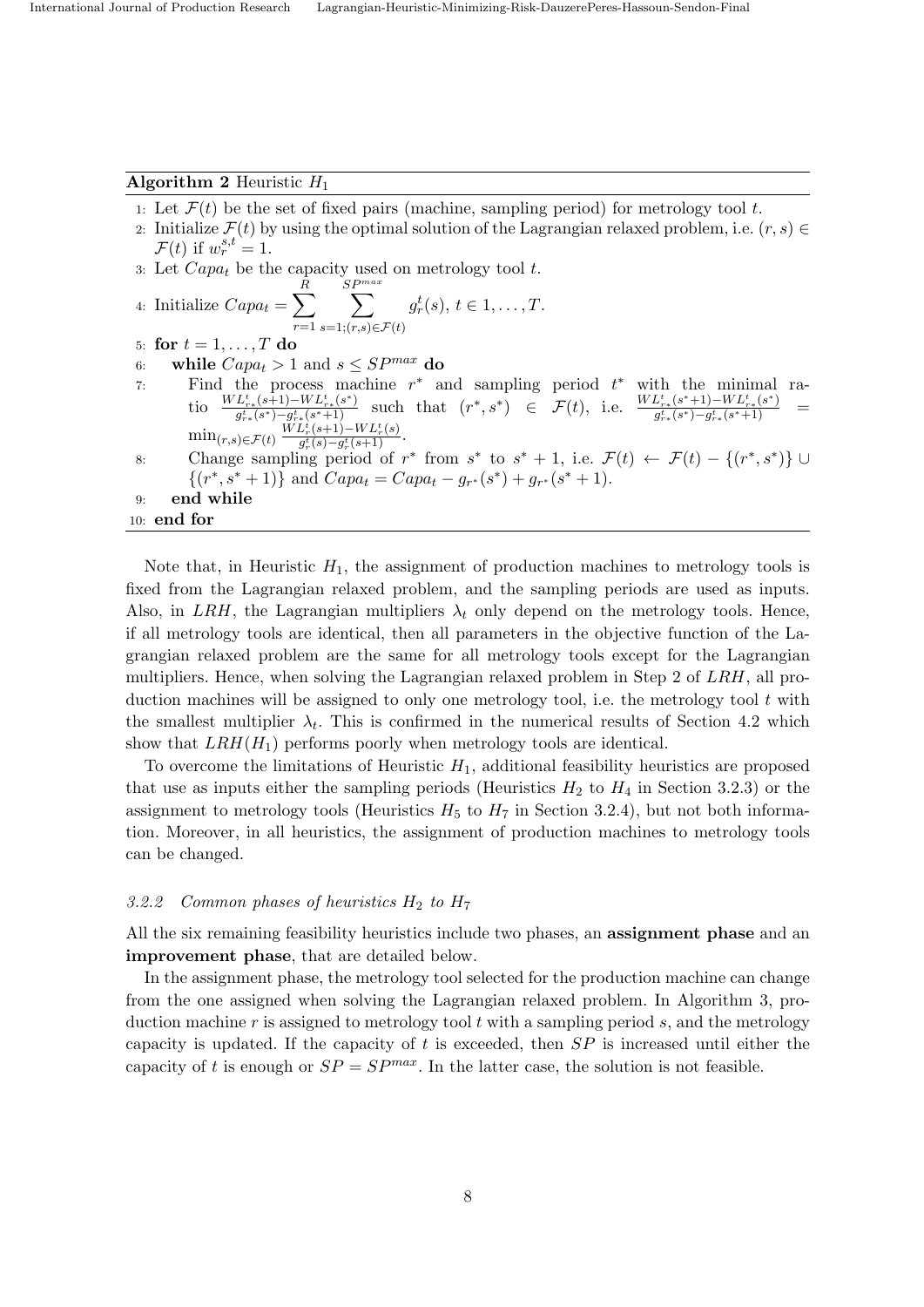**Algorithm 2** Heuristic $H_1$

1: Let $\mathcal{F}(t)$ be the set of fixed pairs (machine, sampling period) for metrology tool $t$.
2: Initialize $\mathcal{F}(t)$ by using the optimal solution of the Lagrangian relaxed problem, i.e. $(r,s) \in \mathcal{F}(t)$ if $w_r^{s,t} = 1$.
3: Let $Capa_t$ be the capacity used on metrology tool $t$.
4: Initialize $Capa_t = \sum_{r=1}^{R} \sum_{s=1;(r,s)\in\mathcal{F}(t)}^{SP^{max}} g_r^t(s)$, $t \in 1,\ldots,T$.
5: **for** $t = 1,\ldots,T$ **do**
6: &nbsp;&nbsp;&nbsp;&nbsp;**while** $Capa_t > 1$ and $s \leq SP^{max}$ **do**
7: &nbsp;&nbsp;&nbsp;&nbsp;&nbsp;&nbsp;&nbsp;&nbsp;Find the process machine $r^*$ and sampling period $t^*$ with the minimal ratio $\frac{WL_{r^*}^t(s+1) - WL_{r^*}^t(s^*)}{g_{r^*}^t(s^*) - g_{r^*}^t(s^*+1)}$ such that $(r^*, s^*) \in \mathcal{F}(t)$, i.e. $\frac{WL_{r^*}^t(s^*+1) - WL_{r^*}^t(s^*)}{g_{r^*}^t(s^*) - g_{r^*}^t(s^*+1)} = \min_{(r,s)\in\mathcal{F}(t)} \frac{WL_r^t(s+1) - WL_r^t(s)}{g_r^t(s) - g_r^t(s+1)}$.
8: &nbsp;&nbsp;&nbsp;&nbsp;&nbsp;&nbsp;&nbsp;&nbsp;Change sampling period of $r^*$ from $s^*$ to $s^*+1$, i.e. $\mathcal{F}(t) \leftarrow \mathcal{F}(t) - \{(r^*, s^*)\} \cup \{(r^*, s^*+1)\}$ and $Capa_t = Capa_t - g_{r^*}(s^*) + g_{r^*}(s^*+1)$.
9: &nbsp;&nbsp;&nbsp;&nbsp;**end while**
10: **end for**

Note that, in Heuristic $H_1$, the assignment of production machines to metrology tools is fixed from the Lagrangian relaxed problem, and the sampling periods are used as inputs. Also, in $LRH$, the Lagrangian multipliers $\lambda_t$ only depend on the metrology tools. Hence, if all metrology tools are identical, then all parameters in the objective function of the Lagrangian relaxed problem are the same for all metrology tools except for the Lagrangian multipliers. Hence, when solving the Lagrangian relaxed problem in Step 2 of $LRH$, all production machines will be assigned to only one metrology tool, i.e. the metrology tool $t$ with the smallest multiplier $\lambda_t$. This is confirmed in the numerical results of Section 4.2 which show that $LRH(H_1)$ performs poorly when metrology tools are identical.

To overcome the limitations of Heuristic $H_1$, additional feasibility heuristics are proposed that use as inputs either the sampling periods (Heuristics $H_2$ to $H_4$ in Section 3.2.3) or the assignment to metrology tools (Heuristics $H_5$ to $H_7$ in Section 3.2.4), but not both information. Moreover, in all heuristics, the assignment of production machines to metrology tools can be changed.

### 3.2.2 Common phases of heuristics $H_2$ to $H_7$

All the six remaining feasibility heuristics include two phases, an **assignment phase** and an **improvement phase**, that are detailed below.

In the assignment phase, the metrology tool selected for the production machine can change from the one assigned when solving the Lagrangian relaxed problem. In Algorithm 3, production machine $r$ is assigned to metrology tool $t$ with a sampling period $s$, and the metrology capacity is updated. If the capacity of $t$ is exceeded, then $SP$ is increased until either the capacity of $t$ is enough or $SP = SP^{max}$. In the latter case, the solution is not feasible.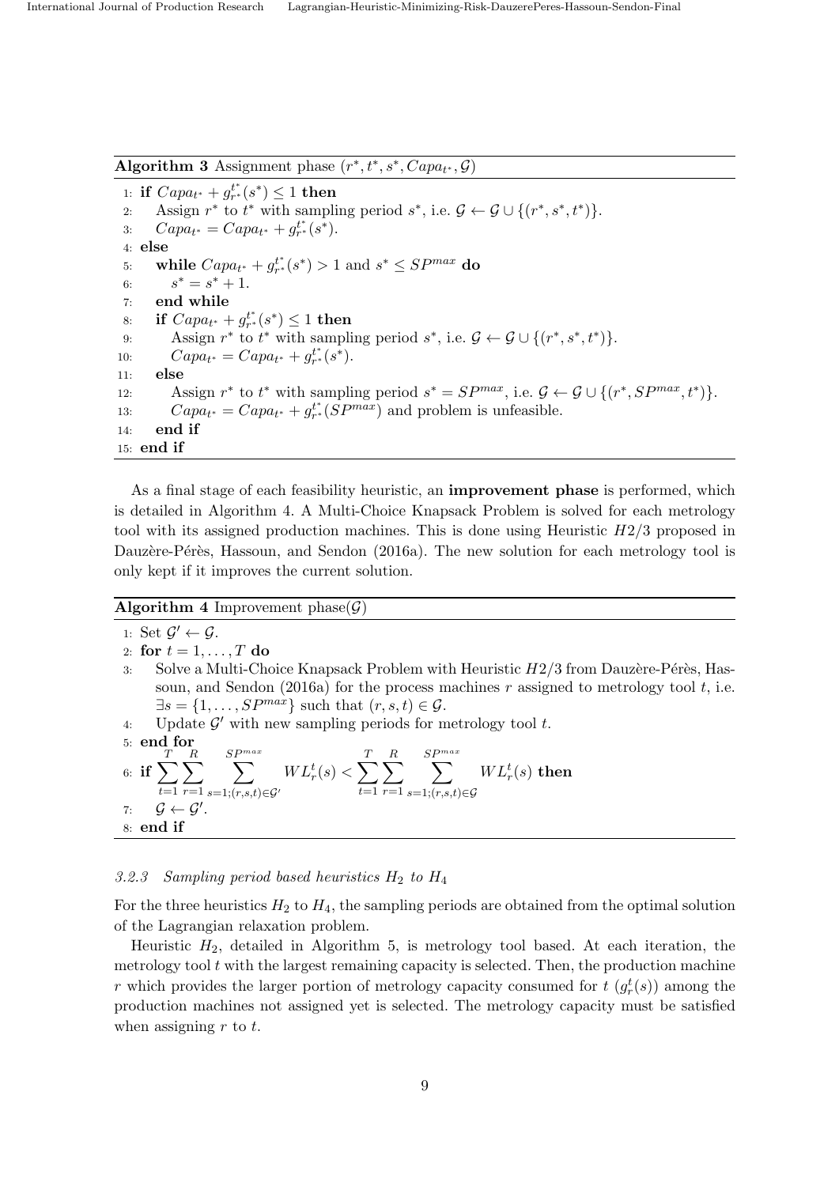**Algorithm 3** Assignment phase $(r^*, t^*, s^*, Capa_{t^*}, \mathcal{G})$

```
1: if Capa_{t*} + g_{r*}^{t*}(s*) ≤ 1 then
2:     Assign r* to t* with sampling period s*, i.e. G ← G ∪ {(r*, s*, t*)}.
3:     Capa_{t*} = Capa_{t*} + g_{r*}^{t*}(s*).
4: else
5:     while Capa_{t*} + g_{r*}^{t*}(s*) > 1 and s* ≤ SP^{max} do
6:         s* = s* + 1.
7:     end while
8:     if Capa_{t*} + g_{r*}^{t*}(s*) ≤ 1 then
9:         Assign r* to t* with sampling period s*, i.e. G ← G ∪ {(r*, s*, t*)}.
10:        Capa_{t*} = Capa_{t*} + g_{r*}^{t*}(s*).
11:    else
12:        Assign r* to t* with sampling period s* = SP^{max}, i.e. G ← G ∪ {(r*, SP^{max}, t*)}.
13:        Capa_{t*} = Capa_{t*} + g_{r*}^{t*}(SP^{max}) and problem is unfeasible.
14:    end if
15: end if
```

As a final stage of each feasibility heuristic, an **improvement phase** is performed, which is detailed in Algorithm 4. A Multi-Choice Knapsack Problem is solved for each metrology tool with its assigned production machines. This is done using Heuristic $H2/3$ proposed in Dauzère-Pérès, Hassoun, and Sendon (2016a). The new solution for each metrology tool is only kept if it improves the current solution.

**Algorithm 4** Improvement phase$(\mathcal{G})$

```
1: Set G' ← G.
2: for t = 1, ..., T do
3:     Solve a Multi-Choice Knapsack Problem with Heuristic H2/3 from Dauzère-Pérès, Hassoun, and Sendon (2016a) for the process machines r assigned to metrology tool t, i.e. ∃s = {1, ..., SP^{max}} such that (r, s, t) ∈ G.
4:     Update G' with new sampling periods for metrology tool t.
5: end for
6: if Σ_{t=1}^{T} Σ_{r=1}^{R} Σ_{s=1;(r,s,t)∈G'}^{SP^{max}} WL_r^t(s) < Σ_{t=1}^{T} Σ_{r=1}^{R} Σ_{s=1;(r,s,t)∈G}^{SP^{max}} WL_r^t(s) then
7:     G ← G'.
8: end if
```

### 3.2.3 Sampling period based heuristics $H_2$ to $H_4$

For the three heuristics $H_2$ to $H_4$, the sampling periods are obtained from the optimal solution of the Lagrangian relaxation problem.

Heuristic $H_2$, detailed in Algorithm 5, is metrology tool based. At each iteration, the metrology tool $t$ with the largest remaining capacity is selected. Then, the production machine $r$ which provides the larger portion of metrology capacity consumed for $t$ $(g_r^t(s))$ among the production machines not assigned yet is selected. The metrology capacity must be satisfied when assigning $r$ to $t$.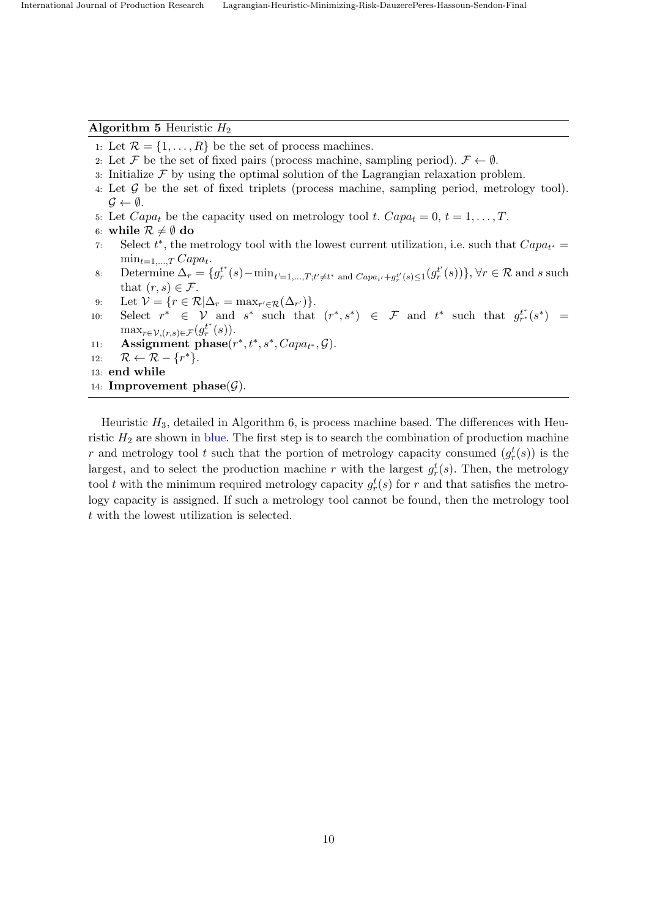**Algorithm 5** Heuristic $H_2$

1: Let $\mathcal{R} = \{1, \ldots, R\}$ be the set of process machines.
2: Let $\mathcal{F}$ be the set of fixed pairs (process machine, sampling period). $\mathcal{F} \leftarrow \emptyset$.
3: Initialize $\mathcal{F}$ by using the optimal solution of the Lagrangian relaxation problem.
4: Let $\mathcal{G}$ be the set of fixed triplets (process machine, sampling period, metrology tool). $\mathcal{G} \leftarrow \emptyset$.
5: Let $Capa_t$ be the capacity used on metrology tool $t$. $Capa_t = 0$, $t = 1, \ldots, T$.
6: **while** $\mathcal{R} \neq \emptyset$ **do**
7: Select $t^*$, the metrology tool with the lowest current utilization, i.e. such that $Capa_{t^*} = \min_{t=1,\ldots,T} Capa_t$.
8: Determine $\Delta_r = \{g_r^{t^*}(s) - \min_{t'=1,\ldots,T; t' \neq t^* \text{ and } Capa_{t'} + g_r^{t'}(s) \leq 1}(g_r^{t'}(s))\}$, $\forall r \in \mathcal{R}$ and $s$ such that $(r, s) \in \mathcal{F}$.
9: Let $\mathcal{V} = \{r \in \mathcal{R} | \Delta_r = \max_{r' \in \mathcal{R}}(\Delta_{r'})\}$.
10: Select $r^* \in \mathcal{V}$ and $s^*$ such that $(r^*, s^*) \in \mathcal{F}$ and $t^*$ such that $g_{r^*}^{t^*}(s^*) = \max_{r \in \mathcal{V}, (r,s) \in \mathcal{F}}(g_r^{t^*}(s))$.
11: **Assignment phase**$(r^*, t^*, s^*, Capa_{t^*}, \mathcal{G})$.
12: $\mathcal{R} \leftarrow \mathcal{R} - \{r^*\}$.
13: **end while**
14: **Improvement phase**$(\mathcal{G})$.

Heuristic $H_3$, detailed in Algorithm 6, is process machine based. The differences with Heuristic $H_2$ are shown in blue. The first step is to search the combination of production machine $r$ and metrology tool $t$ such that the portion of metrology capacity consumed ($g_r^t(s)$) is the largest, and to select the production machine $r$ with the largest $g_r^t(s)$. Then, the metrology tool $t$ with the minimum required metrology capacity $g_r^t(s)$ for $r$ and that satisfies the metrology capacity is assigned. If such a metrology tool cannot be found, then the metrology tool $t$ with the lowest utilization is selected.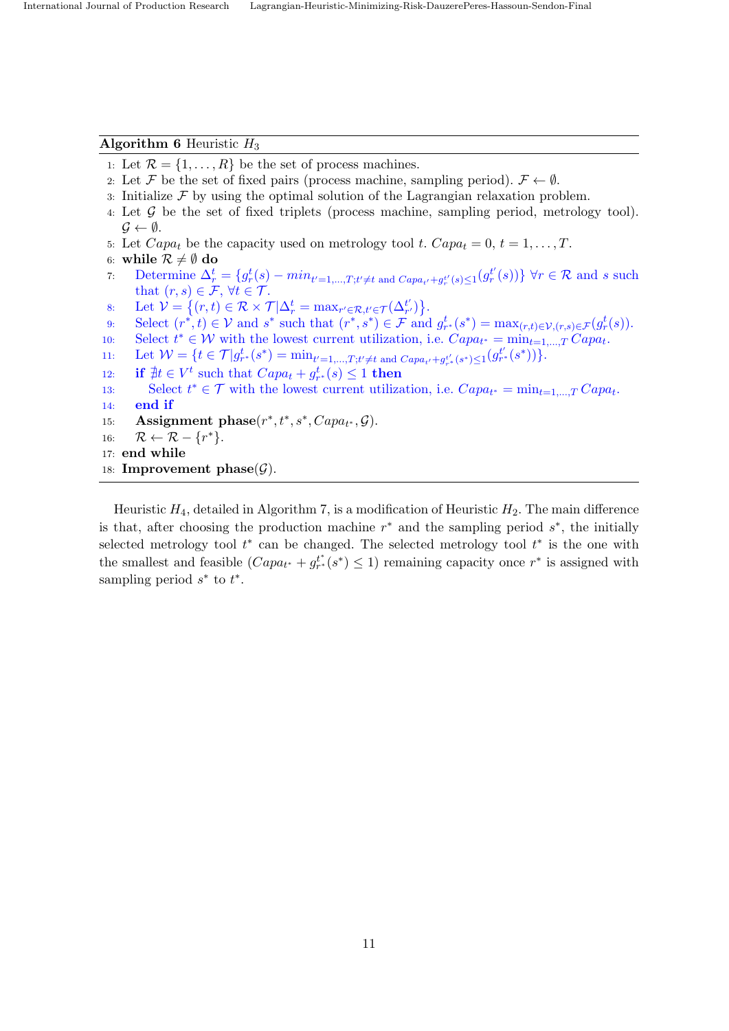**Algorithm 6** Heuristic $H_3$

1: Let $\mathcal{R} = \{1, \ldots, R\}$ be the set of process machines.
2: Let $\mathcal{F}$ be the set of fixed pairs (process machine, sampling period). $\mathcal{F} \leftarrow \emptyset$.
3: Initialize $\mathcal{F}$ by using the optimal solution of the Lagrangian relaxation problem.
4: Let $\mathcal{G}$ be the set of fixed triplets (process machine, sampling period, metrology tool). $\mathcal{G} \leftarrow \emptyset$.
5: Let $Capa_t$ be the capacity used on metrology tool $t$. $Capa_t = 0$, $t = 1, \ldots, T$.
6: **while** $\mathcal{R} \neq \emptyset$ **do**
7: &nbsp;&nbsp;&nbsp;&nbsp;Determine $\Delta_r^t = \{g_r^t(s) - min_{t'=1,\ldots,T; t' \neq t \text{ and } Capa_{t'} + g_r^{t'}(s) \leq 1}(g_r^{t'}(s))\}$ $\forall r \in \mathcal{R}$ and $s$ such that $(r,s) \in \mathcal{F}$, $\forall t \in \mathcal{T}$.
8: &nbsp;&nbsp;&nbsp;&nbsp;Let $\mathcal{V} = \left\{(r,t) \in \mathcal{R} \times \mathcal{T} | \Delta_r^t = \max_{r' \in \mathcal{R}, t' \in \mathcal{T}}(\Delta_{r'}^{t'})\right\}$.
9: &nbsp;&nbsp;&nbsp;&nbsp;Select $(r^*, t) \in \mathcal{V}$ and $s^*$ such that $(r^*, s^*) \in \mathcal{F}$ and $g_{r^*}^t(s^*) = \max_{(r,t) \in \mathcal{V}, (r,s) \in \mathcal{F}}(g_r^t(s))$.
10: &nbsp;&nbsp;&nbsp;&nbsp;Select $t^* \in \mathcal{W}$ with the lowest current utilization, i.e. $Capa_{t^*} = \min_{t=1,\ldots,T} Capa_t$.
11: &nbsp;&nbsp;&nbsp;&nbsp;Let $\mathcal{W} = \{t \in \mathcal{T} | g_{r^*}^t(s^*) = \min_{t'=1,\ldots,T; t' \neq t \text{ and } Capa_{t'} + g_{r^*}^{t'}(s^*) \leq 1}(g_{r^*}^{t'}(s^*))\}$.
12: &nbsp;&nbsp;&nbsp;&nbsp;**if** $\nexists t \in V^t$ such that $Capa_t + g_{r^*}^t(s) \leq 1$ **then**
13: &nbsp;&nbsp;&nbsp;&nbsp;&nbsp;&nbsp;&nbsp;&nbsp;Select $t^* \in \mathcal{T}$ with the lowest current utilization, i.e. $Capa_{t^*} = \min_{t=1,\ldots,T} Capa_t$.
14: &nbsp;&nbsp;&nbsp;&nbsp;**end if**
15: &nbsp;&nbsp;&nbsp;&nbsp;**Assignment phase**$(r^*, t^*, s^*, Capa_{t^*}, \mathcal{G})$.
16: &nbsp;&nbsp;&nbsp;&nbsp;$\mathcal{R} \leftarrow \mathcal{R} - \{r^*\}$.
17: **end while**
18: **Improvement phase**$(\mathcal{G})$.

Heuristic $H_4$, detailed in Algorithm 7, is a modification of Heuristic $H_2$. The main difference is that, after choosing the production machine $r^*$ and the sampling period $s^*$, the initially selected metrology tool $t^*$ can be changed. The selected metrology tool $t^*$ is the one with the smallest and feasible $(Capa_{t^*} + g_{r^*}^{t^*}(s^*) \leq 1)$ remaining capacity once $r^*$ is assigned with sampling period $s^*$ to $t^*$.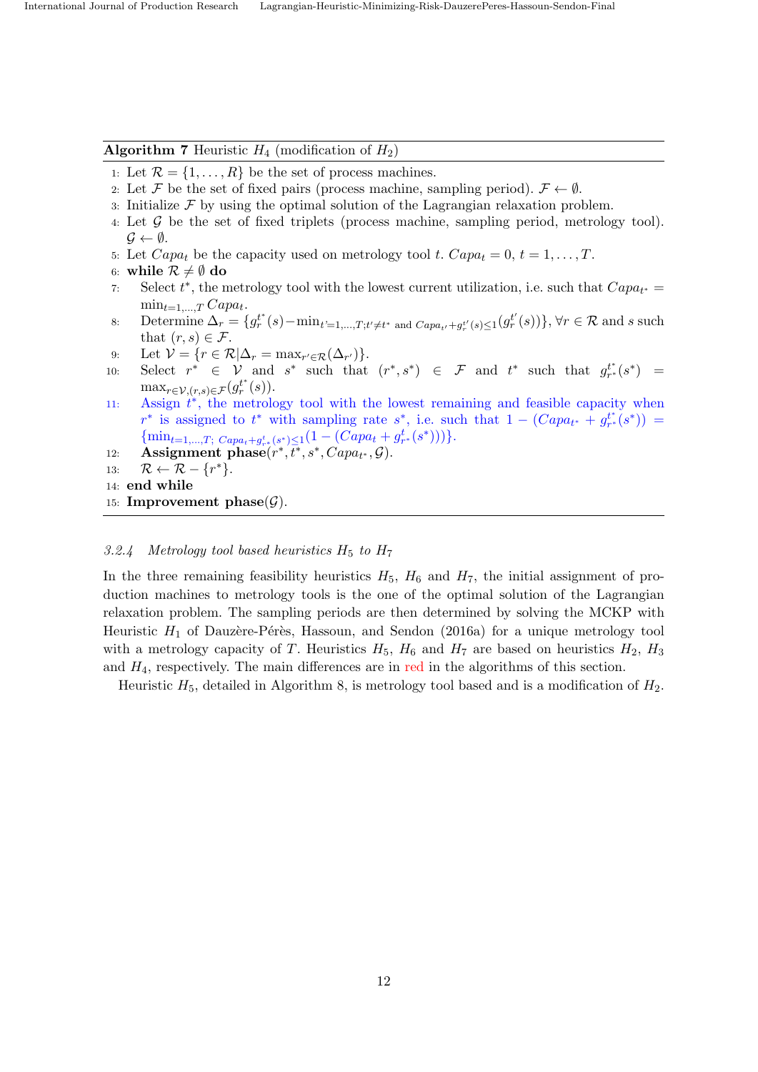**Algorithm 7** Heuristic $H_4$ (modification of $H_2$)

1: Let $\mathcal{R} = \{1, \ldots, R\}$ be the set of process machines.
2: Let $\mathcal{F}$ be the set of fixed pairs (process machine, sampling period). $\mathcal{F} \leftarrow \emptyset$.
3: Initialize $\mathcal{F}$ by using the optimal solution of the Lagrangian relaxation problem.
4: Let $\mathcal{G}$ be the set of fixed triplets (process machine, sampling period, metrology tool). $\mathcal{G} \leftarrow \emptyset$.
5: Let $Capa_t$ be the capacity used on metrology tool $t$. $Capa_t = 0$, $t = 1, \ldots, T$.
6: **while** $\mathcal{R} \neq \emptyset$ **do**
7: Select $t^*$, the metrology tool with the lowest current utilization, i.e. such that $Capa_{t^*} = \min_{t=1,\ldots,T} Capa_t$.
8: Determine $\Delta_r = \{g_r^{t^*}(s) - \min_{t'=1,\ldots,T; t' \neq t^* \text{ and } Capa_{t'} + g_r^{t'}(s) \leq 1}(g_r^{t'}(s))\}$, $\forall r \in \mathcal{R}$ and $s$ such that $(r, s) \in \mathcal{F}$.
9: Let $\mathcal{V} = \{r \in \mathcal{R} | \Delta_r = \max_{r' \in \mathcal{R}}(\Delta_{r'})\}$.
10: Select $r^* \in \mathcal{V}$ and $s^*$ such that $(r^*, s^*) \in \mathcal{F}$ and $t^*$ such that $g_{r^*}^{t^*}(s^*) = \max_{r \in \mathcal{V}, (r,s) \in \mathcal{F}}(g_r^{t^*}(s))$.
11: Assign $t^*$, the metrology tool with the lowest remaining and feasible capacity when $r^*$ is assigned to $t^*$ with sampling rate $s^*$, i.e. such that $1 - (Capa_{t^*} + g_{r^*}^{t^*}(s^*)) = \{\min_{t=1,\ldots,T;\ Capa_t + g_{r^*}^{t}(s^*) \leq 1}(1 - (Capa_t + g_{r^*}^{t}(s^*)))\}$.
12: **Assignment phase**$(r^*, t^*, s^*, Capa_{t^*}, \mathcal{G})$.
13: $\mathcal{R} \leftarrow \mathcal{R} - \{r^*\}$.
14: **end while**
15: **Improvement phase**$(\mathcal{G})$.

### 3.2.4 *Metrology tool based heuristics $H_5$ to $H_7$*

In the three remaining feasibility heuristics $H_5$, $H_6$ and $H_7$, the initial assignment of production machines to metrology tools is the one of the optimal solution of the Lagrangian relaxation problem. The sampling periods are then determined by solving the MCKP with Heuristic $H_1$ of Dauzère-Pérès, Hassoun, and Sendon (2016a) for a unique metrology tool with a metrology capacity of $T$. Heuristics $H_5$, $H_6$ and $H_7$ are based on heuristics $H_2$, $H_3$ and $H_4$, respectively. The main differences are in red in the algorithms of this section.

Heuristic $H_5$, detailed in Algorithm 8, is metrology tool based and is a modification of $H_2$.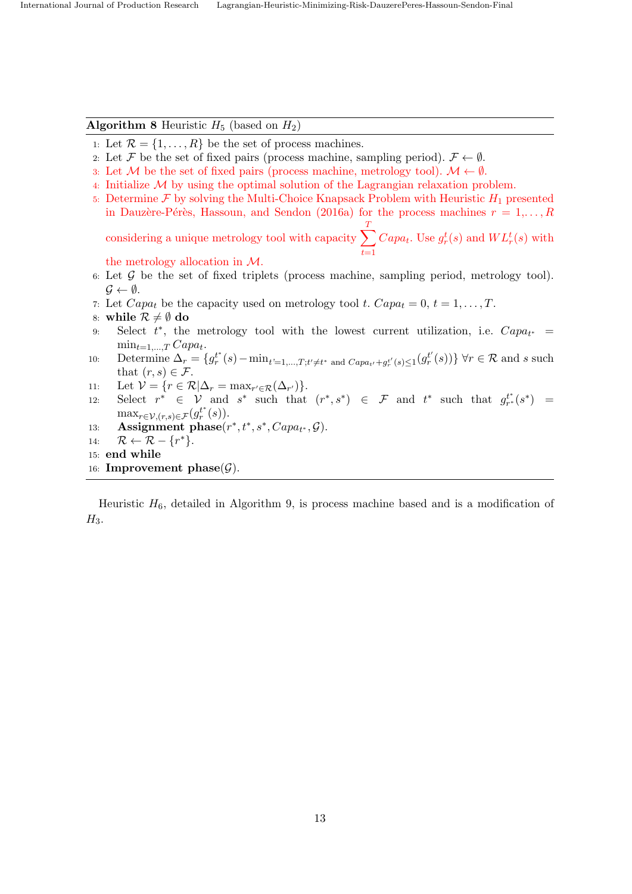**Algorithm 8** Heuristic $H_5$ (based on $H_2$)

1: Let $\mathcal{R} = \{1, \ldots, R\}$ be the set of process machines.
2: Let $\mathcal{F}$ be the set of fixed pairs (process machine, sampling period). $\mathcal{F} \leftarrow \emptyset$.
3: Let $\mathcal{M}$ be the set of fixed pairs (process machine, metrology tool). $\mathcal{M} \leftarrow \emptyset$.
4: Initialize $\mathcal{M}$ by using the optimal solution of the Lagrangian relaxation problem.
5: Determine $\mathcal{F}$ by solving the Multi-Choice Knapsack Problem with Heuristic $H_1$ presented in Dauzère-Pérès, Hassoun, and Sendon (2016a) for the process machines $r = 1, \ldots, R$ considering a unique metrology tool with capacity $\sum_{t=1}^{T} Capa_t$. Use $g_r^t(s)$ and $WL_r^t(s)$ with the metrology allocation in $\mathcal{M}$.
6: Let $\mathcal{G}$ be the set of fixed triplets (process machine, sampling period, metrology tool). $\mathcal{G} \leftarrow \emptyset$.
7: Let $Capa_t$ be the capacity used on metrology tool $t$. $Capa_t = 0$, $t = 1, \ldots, T$.
8: **while** $\mathcal{R} \neq \emptyset$ **do**
9: &nbsp;&nbsp;&nbsp;&nbsp;Select $t^*$, the metrology tool with the lowest current utilization, i.e. $Capa_{t^*} = \min_{t=1,\ldots,T} Capa_t$.
10: &nbsp;&nbsp;&nbsp;&nbsp;Determine $\Delta_r = \{g_r^{t^*}(s) - \min_{t'=1,\ldots,T; t' \neq t^* \text{ and } Capa_{t'} + g_r^{t'}(s) \leq 1}(g_r^{t'}(s))\}$ $\forall r \in \mathcal{R}$ and $s$ such that $(r, s) \in \mathcal{F}$.
11: &nbsp;&nbsp;&nbsp;&nbsp;Let $\mathcal{V} = \{r \in \mathcal{R} | \Delta_r = \max_{r' \in \mathcal{R}}(\Delta_{r'})\}$.
12: &nbsp;&nbsp;&nbsp;&nbsp;Select $r^* \in \mathcal{V}$ and $s^*$ such that $(r^*, s^*) \in \mathcal{F}$ and $t^*$ such that $g_{r^*}^{t^*}(s^*) = \max_{r \in \mathcal{V}, (r,s) \in \mathcal{F}}(g_r^{t^*}(s))$.
13: &nbsp;&nbsp;&nbsp;&nbsp;**Assignment phase**$(r^*, t^*, s^*, Capa_{t^*}, \mathcal{G})$.
14: &nbsp;&nbsp;&nbsp;&nbsp;$\mathcal{R} \leftarrow \mathcal{R} - \{r^*\}$.
15: **end while**
16: **Improvement phase**$(\mathcal{G})$.

Heuristic $H_6$, detailed in Algorithm 9, is process machine based and is a modification of $H_3$.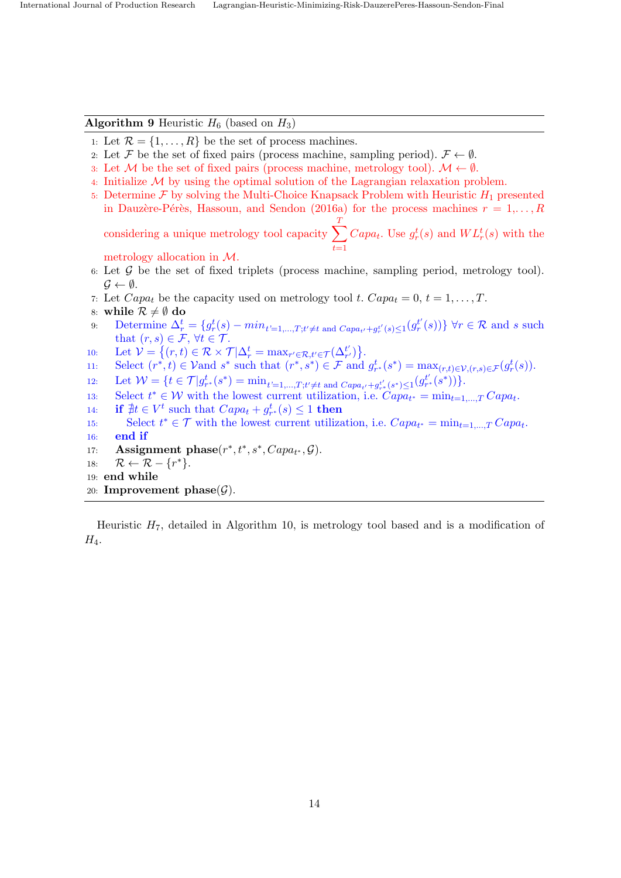**Algorithm 9** Heuristic $H_6$ (based on $H_3$)

1: Let $\mathcal{R} = \{1, \ldots, R\}$ be the set of process machines.
2: Let $\mathcal{F}$ be the set of fixed pairs (process machine, sampling period). $\mathcal{F} \leftarrow \emptyset$.
3: Let $\mathcal{M}$ be the set of fixed pairs (process machine, metrology tool). $\mathcal{M} \leftarrow \emptyset$.
4: Initialize $\mathcal{M}$ by using the optimal solution of the Lagrangian relaxation problem.
5: Determine $\mathcal{F}$ by solving the Multi-Choice Knapsack Problem with Heuristic $H_1$ presented in Dauzère-Pérès, Hassoun, and Sendon (2016a) for the process machines $r = 1, \ldots, R$ considering a unique metrology tool capacity $\sum_{t=1}^{T} Capa_t$. Use $g_r^t(s)$ and $WL_r^t(s)$ with the metrology allocation in $\mathcal{M}$.
6: Let $\mathcal{G}$ be the set of fixed triplets (process machine, sampling period, metrology tool). $\mathcal{G} \leftarrow \emptyset$.
7: Let $Capa_t$ be the capacity used on metrology tool $t$. $Capa_t = 0$, $t = 1, \ldots, T$.
8: **while** $\mathcal{R} \neq \emptyset$ **do**
9: &nbsp;&nbsp;&nbsp;&nbsp;Determine $\Delta_r^t = \{g_r^t(s) - min_{t'=1,\ldots,T; t' \neq t \text{ and } Capa_{t'} + g_r^{t'}(s) \leq 1}(g_r^{t'}(s))\}$ $\forall r \in \mathcal{R}$ and $s$ such that $(r, s) \in \mathcal{F}$, $\forall t \in \mathcal{T}$.
10: &nbsp;&nbsp;&nbsp;&nbsp;Let $\mathcal{V} = \{(r, t) \in \mathcal{R} \times \mathcal{T} | \Delta_r^t = \max_{r' \in \mathcal{R}, t' \in \mathcal{T}}(\Delta_{r'}^{t'})\}$.
11: &nbsp;&nbsp;&nbsp;&nbsp;Select $(r^*, t) \in \mathcal{V}$and $s^*$ such that $(r^*, s^*) \in \mathcal{F}$ and $g_{r^*}^t(s^*) = \max_{(r,t) \in \mathcal{V}, (r,s) \in \mathcal{F}}(g_r^t(s))$.
12: &nbsp;&nbsp;&nbsp;&nbsp;Let $\mathcal{W} = \{t \in \mathcal{T} | g_{r^*}^t(s^*) = \min_{t'=1,\ldots,T; t' \neq t \text{ and } Capa_{t'} + g_{r^*}^{t'}(s^*) \leq 1}(g_{r^*}^{t'}(s^*))\}$.
13: &nbsp;&nbsp;&nbsp;&nbsp;Select $t^* \in \mathcal{W}$ with the lowest current utilization, i.e. $Capa_{t^*} = \min_{t=1,\ldots,T} Capa_t$.
14: &nbsp;&nbsp;&nbsp;&nbsp;**if** $\nexists t \in V^t$ such that $Capa_t + g_{r^*}^t(s) \leq 1$ **then**
15: &nbsp;&nbsp;&nbsp;&nbsp;&nbsp;&nbsp;&nbsp;&nbsp;Select $t^* \in \mathcal{T}$ with the lowest current utilization, i.e. $Capa_{t^*} = \min_{t=1,\ldots,T} Capa_t$.
16: &nbsp;&nbsp;&nbsp;&nbsp;**end if**
17: &nbsp;&nbsp;&nbsp;&nbsp;**Assignment phase**$(r^*, t^*, s^*, Capa_{t^*}, \mathcal{G})$.
18: &nbsp;&nbsp;&nbsp;&nbsp;$\mathcal{R} \leftarrow \mathcal{R} - \{r^*\}$.
19: **end while**
20: **Improvement phase**$(\mathcal{G})$.

Heuristic $H_7$, detailed in Algorithm 10, is metrology tool based and is a modification of $H_4$.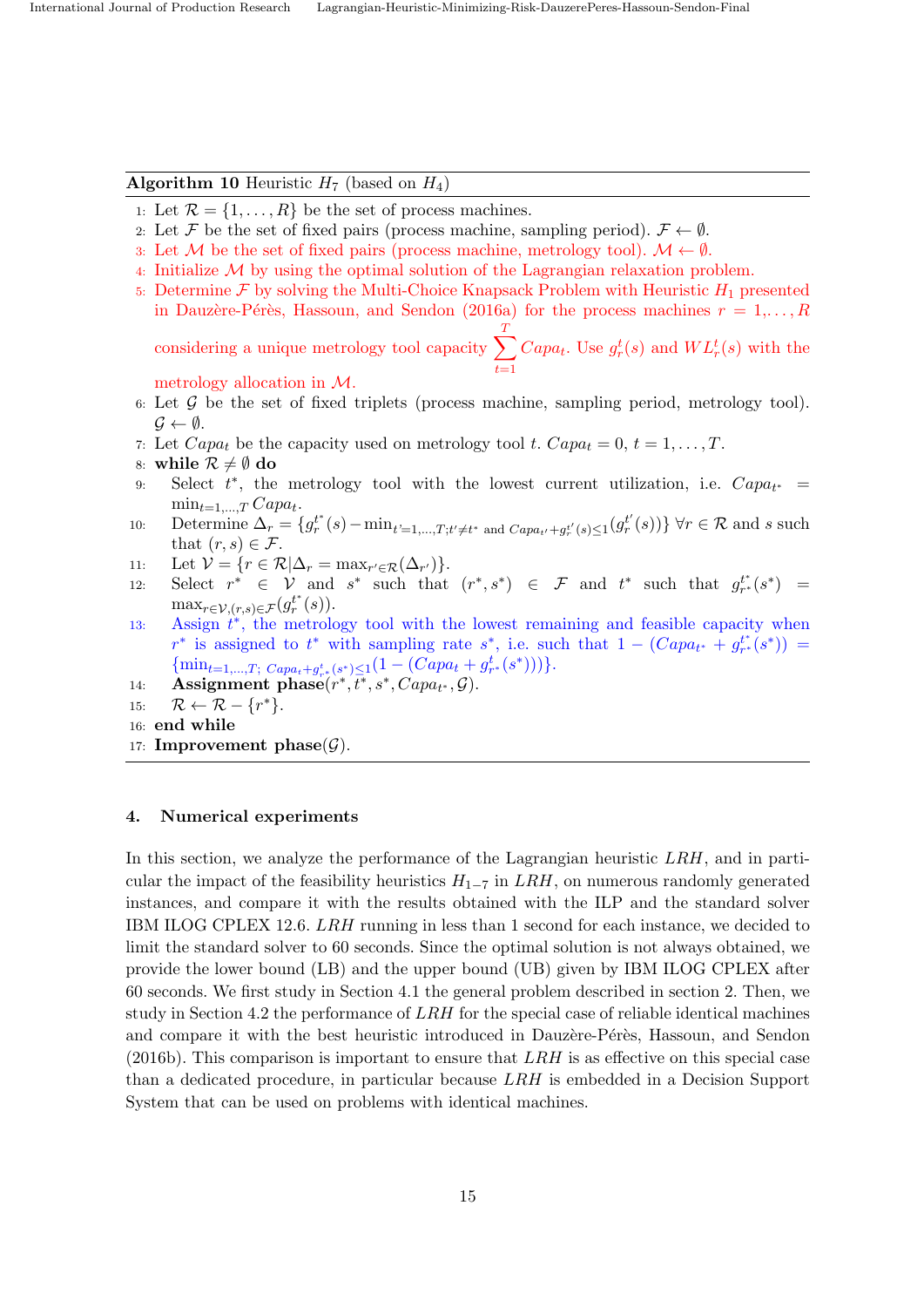**Algorithm 10** Heuristic $H_7$ (based on $H_4$)

1: Let $\mathcal{R} = \{1, \ldots, R\}$ be the set of process machines.
2: Let $\mathcal{F}$ be the set of fixed pairs (process machine, sampling period). $\mathcal{F} \leftarrow \emptyset$.
3: Let $\mathcal{M}$ be the set of fixed pairs (process machine, metrology tool). $\mathcal{M} \leftarrow \emptyset$.
4: Initialize $\mathcal{M}$ by using the optimal solution of the Lagrangian relaxation problem.
5: Determine $\mathcal{F}$ by solving the Multi-Choice Knapsack Problem with Heuristic $H_1$ presented in Dauzère-Pérès, Hassoun, and Sendon (2016a) for the process machines $r = 1, \ldots, R$ considering a unique metrology tool capacity $\sum_{t=1}^{T} Capa_t$. Use $g_r^t(s)$ and $WL_r^t(s)$ with the metrology allocation in $\mathcal{M}$.
6: Let $\mathcal{G}$ be the set of fixed triplets (process machine, sampling period, metrology tool). $\mathcal{G} \leftarrow \emptyset$.
7: Let $Capa_t$ be the capacity used on metrology tool $t$. $Capa_t = 0$, $t = 1, \ldots, T$.
8: **while** $\mathcal{R} \neq \emptyset$ **do**
9: Select $t^*$, the metrology tool with the lowest current utilization, i.e. $Capa_{t^*} = \min_{t=1,\ldots,T} Capa_t$.
10: Determine $\Delta_r = \{g_r^{t^*}(s) - \min_{t'=1,\ldots,T; t' \neq t^* \text{ and } Capa_{t'} + g_r^{t'}(s) \leq 1}(g_r^{t'}(s))\}$ $\forall r \in \mathcal{R}$ and $s$ such that $(r, s) \in \mathcal{F}$.
11: Let $\mathcal{V} = \{r \in \mathcal{R} | \Delta_r = \max_{r' \in \mathcal{R}}(\Delta_{r'})\}$.
12: Select $r^* \in \mathcal{V}$ and $s^*$ such that $(r^*, s^*) \in \mathcal{F}$ and $t^*$ such that $g_{r^*}^{t^*}(s^*) = \max_{r \in \mathcal{V}, (r,s) \in \mathcal{F}}(g_r^{t^*}(s))$.
13: Assign $t^*$, the metrology tool with the lowest remaining and feasible capacity when $r^*$ is assigned to $t^*$ with sampling rate $s^*$, i.e. such that $1 - (Capa_{t^*} + g_{r^*}^{t^*}(s^*)) = \{\min_{t=1,\ldots,T;\ Capa_t + g_{r^*}^t(s^*) \leq 1}(1 - (Capa_t + g_{r^*}^t(s^*)))\}$.
14: **Assignment phase**$(r^*, t^*, s^*, Capa_{t^*}, \mathcal{G})$.
15: $\mathcal{R} \leftarrow \mathcal{R} - \{r^*\}$.
16: **end while**
17: **Improvement phase**$(\mathcal{G})$.

## 4. Numerical experiments

In this section, we analyze the performance of the Lagrangian heuristic $LRH$, and in particular the impact of the feasibility heuristics $H_{1-7}$ in $LRH$, on numerous randomly generated instances, and compare it with the results obtained with the ILP and the standard solver IBM ILOG CPLEX 12.6. $LRH$ running in less than 1 second for each instance, we decided to limit the standard solver to 60 seconds. Since the optimal solution is not always obtained, we provide the lower bound (LB) and the upper bound (UB) given by IBM ILOG CPLEX after 60 seconds. We first study in Section 4.1 the general problem described in section 2. Then, we study in Section 4.2 the performance of $LRH$ for the special case of reliable identical machines and compare it with the best heuristic introduced in Dauzère-Pérès, Hassoun, and Sendon (2016b). This comparison is important to ensure that $LRH$ is as effective on this special case than a dedicated procedure, in particular because $LRH$ is embedded in a Decision Support System that can be used on problems with identical machines.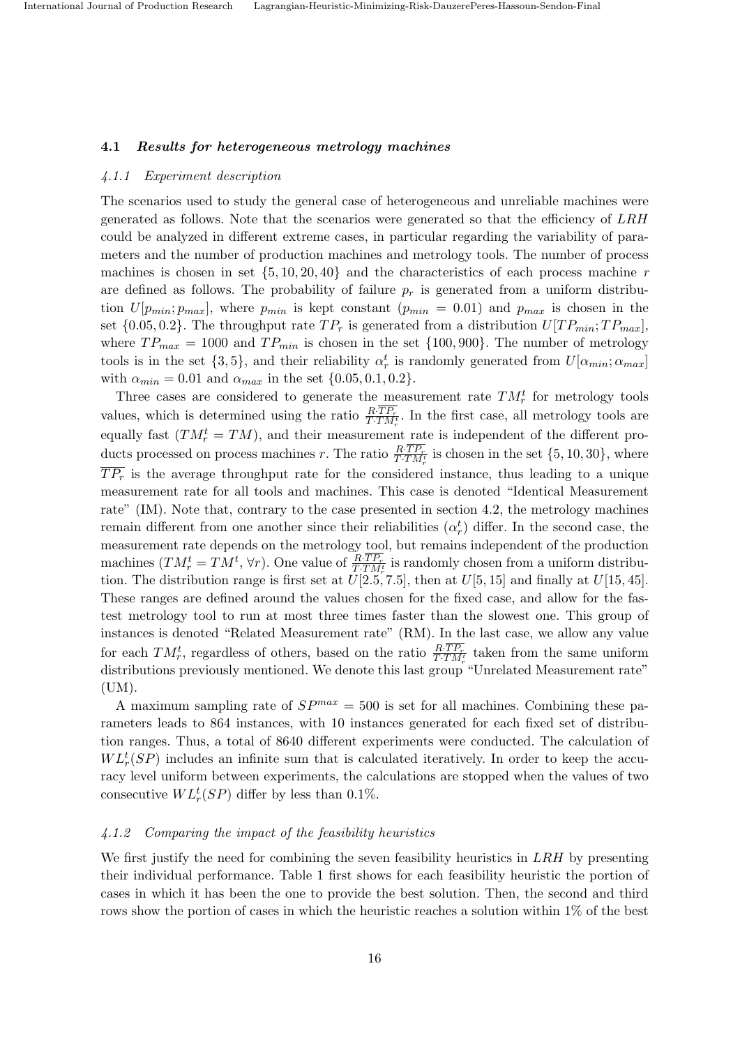### 4.1 *Results for heterogeneous metrology machines*

#### 4.1.1 *Experiment description*

The scenarios used to study the general case of heterogeneous and unreliable machines were generated as follows. Note that the scenarios were generated so that the efficiency of $LRH$ could be analyzed in different extreme cases, in particular regarding the variability of parameters and the number of production machines and metrology tools. The number of process machines is chosen in set $\{5, 10, 20, 40\}$ and the characteristics of each process machine $r$ are defined as follows. The probability of failure $p_r$ is generated from a uniform distribution $U[p_{min}; p_{max}]$, where $p_{min}$ is kept constant ($p_{min} = 0.01$) and $p_{max}$ is chosen in the set $\{0.05, 0.2\}$. The throughput rate $TP_r$ is generated from a distribution $U[TP_{min}; TP_{max}]$, where $TP_{max} = 1000$ and $TP_{min}$ is chosen in the set $\{100, 900\}$. The number of metrology tools is in the set $\{3, 5\}$, and their reliability $\alpha_r^t$ is randomly generated from $U[\alpha_{min}; \alpha_{max}]$ with $\alpha_{min} = 0.01$ and $\alpha_{max}$ in the set $\{0.05, 0.1, 0.2\}$.

Three cases are considered to generate the measurement rate $TM_r^t$ for metrology tools values, which is determined using the ratio $\frac{R \cdot \overline{TP_r}}{T \cdot TM_r^t}$. In the first case, all metrology tools are equally fast ($TM_r^t = TM$), and their measurement rate is independent of the different products processed on process machines $r$. The ratio $\frac{R \cdot \overline{TP_r}}{T \cdot TM_r^t}$ is chosen in the set $\{5, 10, 30\}$, where $\overline{TP_r}$ is the average throughput rate for the considered instance, thus leading to a unique measurement rate for all tools and machines. This case is denoted "Identical Measurement rate" (IM). Note that, contrary to the case presented in section 4.2, the metrology machines remain different from one another since their reliabilities ($\alpha_r^t$) differ. In the second case, the measurement rate depends on the metrology tool, but remains independent of the production machines ($TM_r^t = TM^t, \forall r$). One value of $\frac{R \cdot \overline{TP_r}}{T \cdot TM_r^t}$ is randomly chosen from a uniform distribution. The distribution range is first set at $U[2.5, 7.5]$, then at $U[5, 15]$ and finally at $U[15, 45]$. These ranges are defined around the values chosen for the fixed case, and allow for the fastest metrology tool to run at most three times faster than the slowest one. This group of instances is denoted "Related Measurement rate" (RM). In the last case, we allow any value for each $TM_r^t$, regardless of others, based on the ratio $\frac{R \cdot \overline{TP_r}}{T \cdot TM_r^t}$ taken from the same uniform distributions previously mentioned. We denote this last group "Unrelated Measurement rate" (UM).

A maximum sampling rate of $SP^{max} = 500$ is set for all machines. Combining these parameters leads to 864 instances, with 10 instances generated for each fixed set of distribution ranges. Thus, a total of 8640 different experiments were conducted. The calculation of $WL_r^t(SP)$ includes an infinite sum that is calculated iteratively. In order to keep the accuracy level uniform between experiments, the calculations are stopped when the values of two consecutive $WL_r^t(SP)$ differ by less than 0.1%.

#### 4.1.2 *Comparing the impact of the feasibility heuristics*

We first justify the need for combining the seven feasibility heuristics in $LRH$ by presenting their individual performance. Table 1 first shows for each feasibility heuristic the portion of cases in which it has been the one to provide the best solution. Then, the second and third rows show the portion of cases in which the heuristic reaches a solution within 1% of the best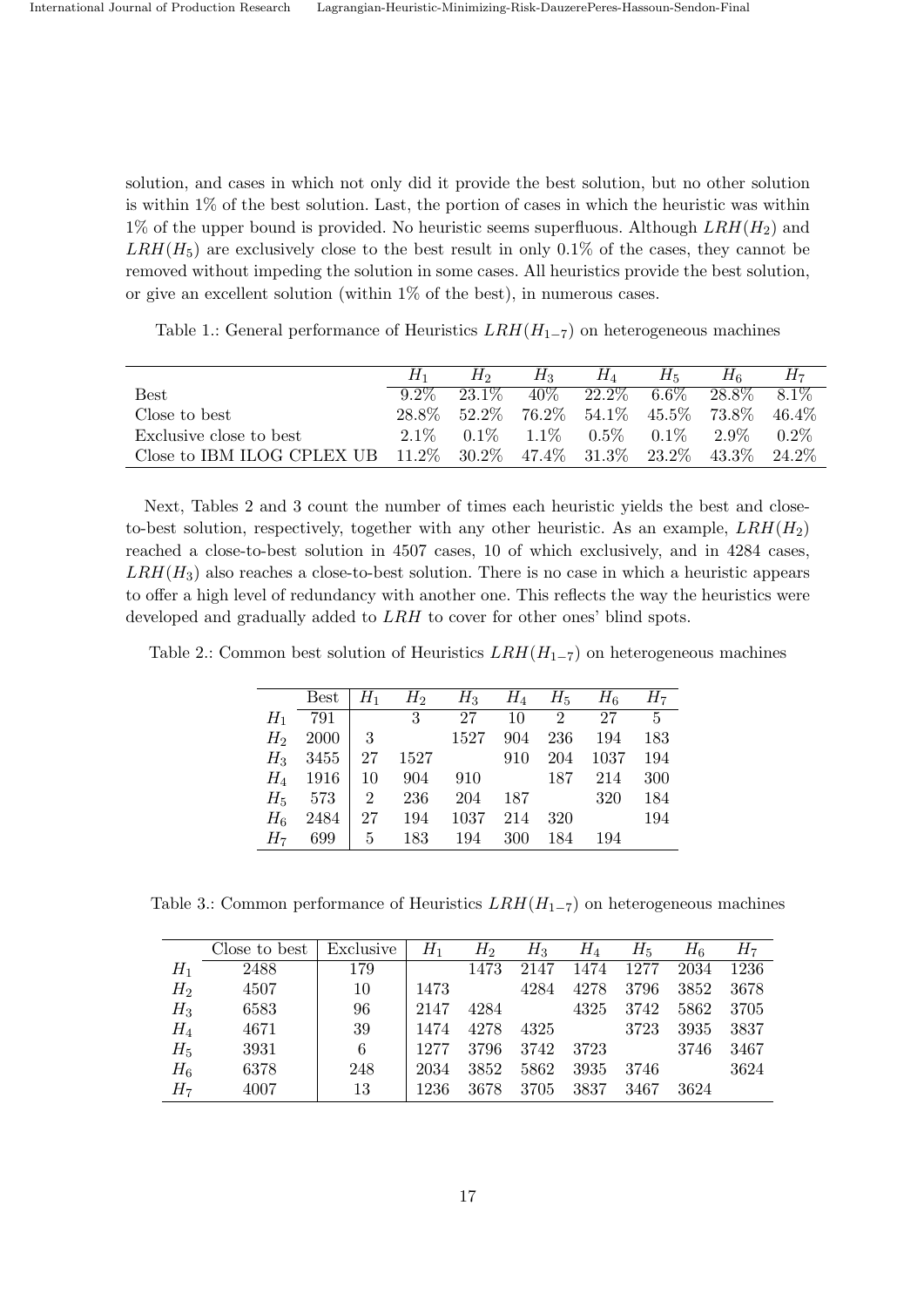solution, and cases in which not only did it provide the best solution, but no other solution is within 1% of the best solution. Last, the portion of cases in which the heuristic was within 1% of the upper bound is provided. No heuristic seems superfluous. Although $LRH(H_2)$ and $LRH(H_5)$ are exclusively close to the best result in only 0.1% of the cases, they cannot be removed without impeding the solution in some cases. All heuristics provide the best solution, or give an excellent solution (within 1% of the best), in numerous cases.

Table 1.: General performance of Heuristics $LRH(H_{1-7})$ on heterogeneous machines

| | $H_1$ | $H_2$ | $H_3$ | $H_4$ | $H_5$ | $H_6$ | $H_7$ |
|---|---|---|---|---|---|---|---|
| Best | 9.2% | 23.1% | 40% | 22.2% | 6.6% | 28.8% | 8.1% |
| Close to best | 28.8% | 52.2% | 76.2% | 54.1% | 45.5% | 73.8% | 46.4% |
| Exclusive close to best | 2.1% | 0.1% | 1.1% | 0.5% | 0.1% | 2.9% | 0.2% |
| Close to IBM ILOG CPLEX UB | 11.2% | 30.2% | 47.4% | 31.3% | 23.2% | 43.3% | 24.2% |

Next, Tables 2 and 3 count the number of times each heuristic yields the best and close-to-best solution, respectively, together with any other heuristic. As an example, $LRH(H_2)$ reached a close-to-best solution in 4507 cases, 10 of which exclusively, and in 4284 cases, $LRH(H_3)$ also reaches a close-to-best solution. There is no case in which a heuristic appears to offer a high level of redundancy with another one. This reflects the way the heuristics were developed and gradually added to $LRH$ to cover for other ones' blind spots.

Table 2.: Common best solution of Heuristics $LRH(H_{1-7})$ on heterogeneous machines

| | Best | $H_1$ | $H_2$ | $H_3$ | $H_4$ | $H_5$ | $H_6$ | $H_7$ |
|---|---|---|---|---|---|---|---|---|
| $H_1$ | 791 | | 3 | 27 | 10 | 2 | 27 | 5 |
| $H_2$ | 2000 | 3 | | 1527 | 904 | 236 | 194 | 183 |
| $H_3$ | 3455 | 27 | 1527 | | 910 | 204 | 1037 | 194 |
| $H_4$ | 1916 | 10 | 904 | 910 | | 187 | 214 | 300 |
| $H_5$ | 573 | 2 | 236 | 204 | 187 | | 320 | 184 |
| $H_6$ | 2484 | 27 | 194 | 1037 | 214 | 320 | | 194 |
| $H_7$ | 699 | 5 | 183 | 194 | 300 | 184 | 194 | |

Table 3.: Common performance of Heuristics $LRH(H_{1-7})$ on heterogeneous machines

| | Close to best | Exclusive | $H_1$ | $H_2$ | $H_3$ | $H_4$ | $H_5$ | $H_6$ | $H_7$ |
|---|---|---|---|---|---|---|---|---|---|
| $H_1$ | 2488 | 179 | | 1473 | 2147 | 1474 | 1277 | 2034 | 1236 |
| $H_2$ | 4507 | 10 | 1473 | | 4284 | 4278 | 3796 | 3852 | 3678 |
| $H_3$ | 6583 | 96 | 2147 | 4284 | | 4325 | 3742 | 5862 | 3705 |
| $H_4$ | 4671 | 39 | 1474 | 4278 | 4325 | | 3723 | 3935 | 3837 |
| $H_5$ | 3931 | 6 | 1277 | 3796 | 3742 | 3723 | | 3746 | 3467 |
| $H_6$ | 6378 | 248 | 2034 | 3852 | 5862 | 3935 | 3746 | | 3624 |
| $H_7$ | 4007 | 13 | 1236 | 3678 | 3705 | 3837 | 3467 | 3624 | |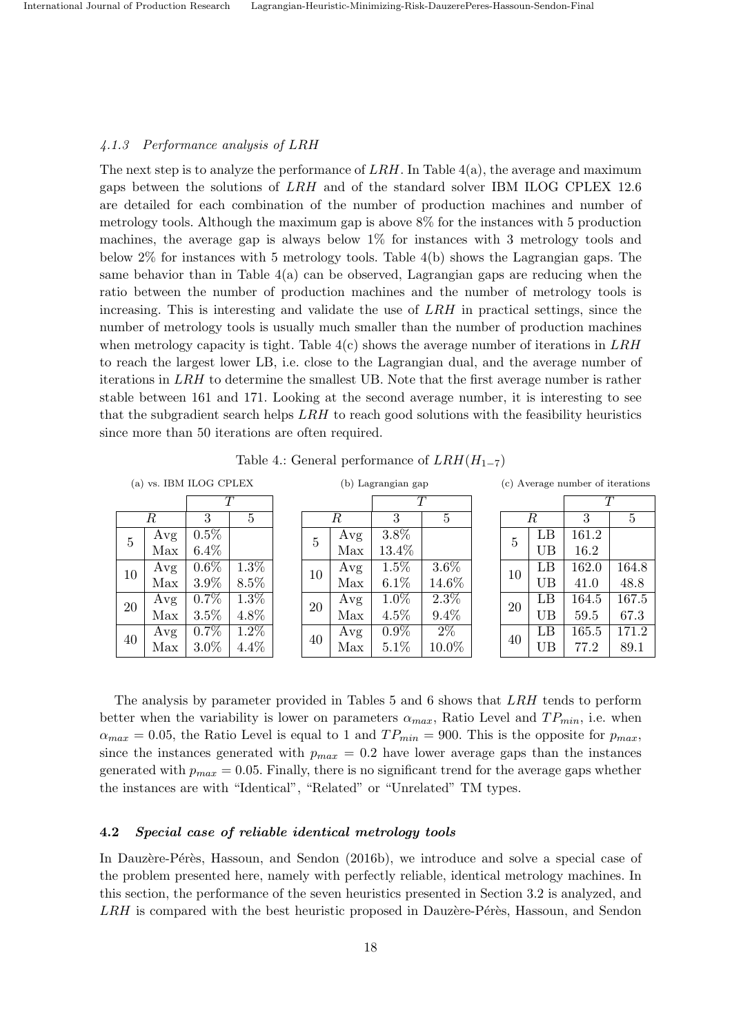#### 4.1.3 Performance analysis of LRH

The next step is to analyze the performance of $LRH$. In Table 4(a), the average and maximum gaps between the solutions of $LRH$ and of the standard solver IBM ILOG CPLEX 12.6 are detailed for each combination of the number of production machines and number of metrology tools. Although the maximum gap is above 8% for the instances with 5 production machines, the average gap is always below 1% for instances with 3 metrology tools and below 2% for instances with 5 metrology tools. Table 4(b) shows the Lagrangian gaps. The same behavior than in Table 4(a) can be observed, Lagrangian gaps are reducing when the ratio between the number of production machines and the number of metrology tools is increasing. This is interesting and validate the use of $LRH$ in practical settings, since the number of metrology tools is usually much smaller than the number of production machines when metrology capacity is tight. Table 4(c) shows the average number of iterations in $LRH$ to reach the largest lower LB, i.e. close to the Lagrangian dual, and the average number of iterations in $LRH$ to determine the smallest UB. Note that the first average number is rather stable between 161 and 171. Looking at the second average number, it is interesting to see that the subgradient search helps $LRH$ to reach good solutions with the feasibility heuristics since more than 50 iterations are often required.

Table 4.: General performance of $LRH(H_{1-7})$

(a) vs. IBM ILOG CPLEX

| $R$ | | $T$ = 3 | $T$ = 5 |
|---|---|---|---|
| 5 | Avg | 0.5% | |
| | Max | 6.4% | |
| 10 | Avg | 0.6% | 1.3% |
| | Max | 3.9% | 8.5% |
| 20 | Avg | 0.7% | 1.3% |
| | Max | 3.5% | 4.8% |
| 40 | Avg | 0.7% | 1.2% |
| | Max | 3.0% | 4.4% |

(b) Lagrangian gap

| $R$ | | $T$ = 3 | $T$ = 5 |
|---|---|---|---|
| 5 | Avg | 3.8% | |
| | Max | 13.4% | |
| 10 | Avg | 1.5% | 3.6% |
| | Max | 6.1% | 14.6% |
| 20 | Avg | 1.0% | 2.3% |
| | Max | 4.5% | 9.4% |
| 40 | Avg | 0.9% | 2% |
| | Max | 5.1% | 10.0% |

(c) Average number of iterations

| $R$ | | $T$ = 3 | $T$ = 5 |
|---|---|---|---|
| 5 | LB | 161.2 | |
| | UB | 16.2 | |
| 10 | LB | 162.0 | 164.8 |
| | UB | 41.0 | 48.8 |
| 20 | LB | 164.5 | 167.5 |
| | UB | 59.5 | 67.3 |
| 40 | LB | 165.5 | 171.2 |
| | UB | 77.2 | 89.1 |

The analysis by parameter provided in Tables 5 and 6 shows that $LRH$ tends to perform better when the variability is lower on parameters $\alpha_{max}$, Ratio Level and $TP_{min}$, i.e. when $\alpha_{max} = 0.05$, the Ratio Level is equal to 1 and $TP_{min} = 900$. This is the opposite for $p_{max}$, since the instances generated with $p_{max} = 0.2$ have lower average gaps than the instances generated with $p_{max} = 0.05$. Finally, there is no significant trend for the average gaps whether the instances are with "Identical", "Related" or "Unrelated" TM types.

### 4.2 *Special case of reliable identical metrology tools*

In Dauzère-Pérès, Hassoun, and Sendon (2016b), we introduce and solve a special case of the problem presented here, namely with perfectly reliable, identical metrology machines. In this section, the performance of the seven heuristics presented in Section 3.2 is analyzed, and $LRH$ is compared with the best heuristic proposed in Dauzère-Pérès, Hassoun, and Sendon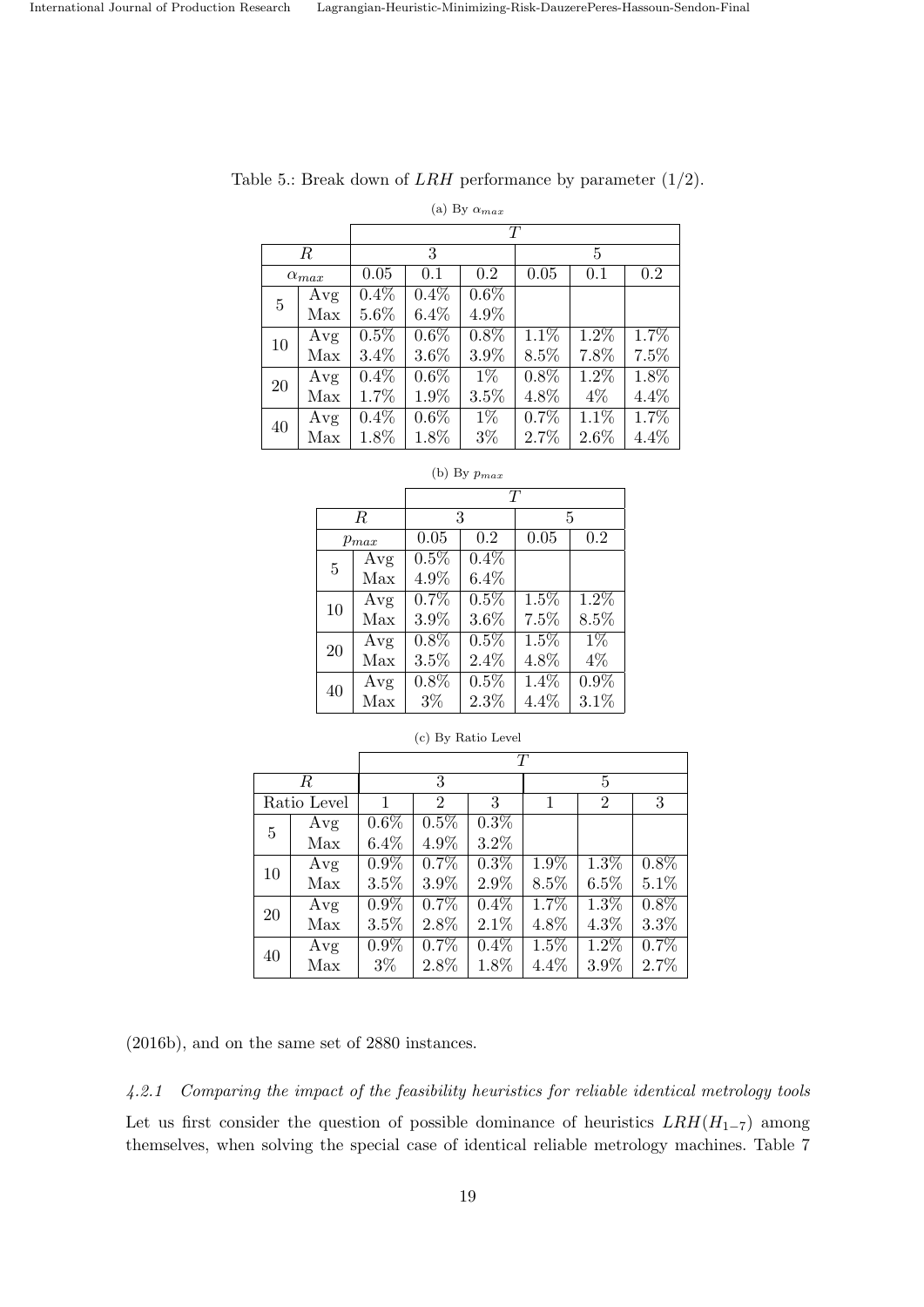Table 5.: Break down of $LRH$ performance by parameter (1/2).

(a) By $\alpha_{max}$

| | | $T$ | | | | | |
|---|---|---|---|---|---|---|---|
| $R$ | | 3 | | | 5 | | |
| $\alpha_{max}$ | | 0.05 | 0.1 | 0.2 | 0.05 | 0.1 | 0.2 |
| 5 | Avg | 0.4% | 0.4% | 0.6% | | | |
| | Max | 5.6% | 6.4% | 4.9% | | | |
| 10 | Avg | 0.5% | 0.6% | 0.8% | 1.1% | 1.2% | 1.7% |
| | Max | 3.4% | 3.6% | 3.9% | 8.5% | 7.8% | 7.5% |
| 20 | Avg | 0.4% | 0.6% | 1% | 0.8% | 1.2% | 1.8% |
| | Max | 1.7% | 1.9% | 3.5% | 4.8% | 4% | 4.4% |
| 40 | Avg | 0.4% | 0.6% | 1% | 0.7% | 1.1% | 1.7% |
| | Max | 1.8% | 1.8% | 3% | 2.7% | 2.6% | 4.4% |

(b) By $p_{max}$

| | | $T$ | | | |
|---|---|---|---|---|---|
| $R$ | | 3 | | 5 | |
| $p_{max}$ | | 0.05 | 0.2 | 0.05 | 0.2 |
| 5 | Avg | 0.5% | 0.4% | | |
| | Max | 4.9% | 6.4% | | |
| 10 | Avg | 0.7% | 0.5% | 1.5% | 1.2% |
| | Max | 3.9% | 3.6% | 7.5% | 8.5% |
| 20 | Avg | 0.8% | 0.5% | 1.5% | 1% |
| | Max | 3.5% | 2.4% | 4.8% | 4% |
| 40 | Avg | 0.8% | 0.5% | 1.4% | 0.9% |
| | Max | 3% | 2.3% | 4.4% | 3.1% |

(c) By Ratio Level

| | | $T$ | | | | | |
|---|---|---|---|---|---|---|---|
| $R$ | | 3 | | | 5 | | |
| Ratio Level | | 1 | 2 | 3 | 1 | 2 | 3 |
| 5 | Avg | 0.6% | 0.5% | 0.3% | | | |
| | Max | 6.4% | 4.9% | 3.2% | | | |
| 10 | Avg | 0.9% | 0.7% | 0.3% | 1.9% | 1.3% | 0.8% |
| | Max | 3.5% | 3.9% | 2.9% | 8.5% | 6.5% | 5.1% |
| 20 | Avg | 0.9% | 0.7% | 0.4% | 1.7% | 1.3% | 0.8% |
| | Max | 3.5% | 2.8% | 2.1% | 4.8% | 4.3% | 3.3% |
| 40 | Avg | 0.9% | 0.7% | 0.4% | 1.5% | 1.2% | 0.7% |
| | Max | 3% | 2.8% | 1.8% | 4.4% | 3.9% | 2.7% |

(2016b), and on the same set of 2880 instances.

#### *4.2.1 Comparing the impact of the feasibility heuristics for reliable identical metrology tools*

Let us first consider the question of possible dominance of heuristics $LRH(H_{1-7})$ among themselves, when solving the special case of identical reliable metrology machines. Table 7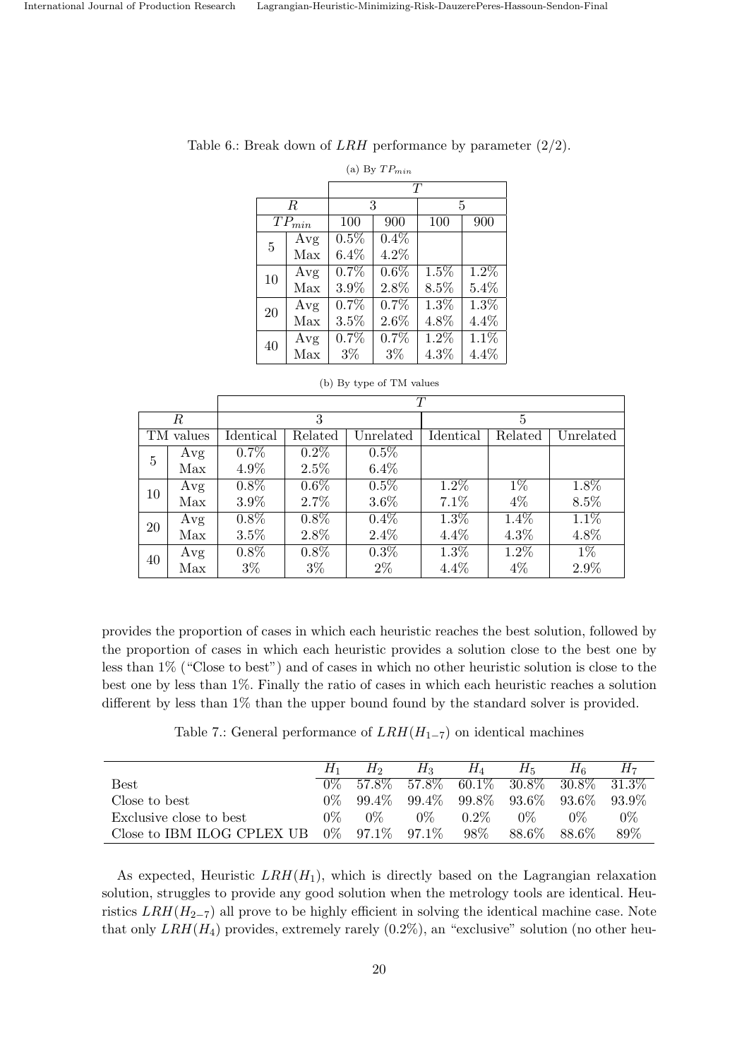Table 6.: Break down of $LRH$ performance by parameter (2/2).

(a) By $TP_{min}$

| | | $T$ | | | |
|---|---|---|---|---|---|
| $R$ | | 3 | | 5 | |
| $TP_{min}$ | | 100 | 900 | 100 | 900 |
| 5 | Avg | 0.5% | 0.4% | | |
| | Max | 6.4% | 4.2% | | |
| 10 | Avg | 0.7% | 0.6% | 1.5% | 1.2% |
| | Max | 3.9% | 2.8% | 8.5% | 5.4% |
| 20 | Avg | 0.7% | 0.7% | 1.3% | 1.3% |
| | Max | 3.5% | 2.6% | 4.8% | 4.4% |
| 40 | Avg | 0.7% | 0.7% | 1.2% | 1.1% |
| | Max | 3% | 3% | 4.3% | 4.4% |

(b) By type of TM values

| | | $T$ | | | | | |
|---|---|---|---|---|---|---|---|
| $R$ | | 3 | | | 5 | | |
| TM values | | Identical | Related | Unrelated | Identical | Related | Unrelated |
| 5 | Avg | 0.7% | 0.2% | 0.5% | | | |
| | Max | 4.9% | 2.5% | 6.4% | | | |
| 10 | Avg | 0.8% | 0.6% | 0.5% | 1.2% | 1% | 1.8% |
| | Max | 3.9% | 2.7% | 3.6% | 7.1% | 4% | 8.5% |
| 20 | Avg | 0.8% | 0.8% | 0.4% | 1.3% | 1.4% | 1.1% |
| | Max | 3.5% | 2.8% | 2.4% | 4.4% | 4.3% | 4.8% |
| 40 | Avg | 0.8% | 0.8% | 0.3% | 1.3% | 1.2% | 1% |
| | Max | 3% | 3% | 2% | 4.4% | 4% | 2.9% |

provides the proportion of cases in which each heuristic reaches the best solution, followed by the proportion of cases in which each heuristic provides a solution close to the best one by less than 1% ("Close to best") and of cases in which no other heuristic solution is close to the best one by less than 1%. Finally the ratio of cases in which each heuristic reaches a solution different by less than 1% than the upper bound found by the standard solver is provided.

Table 7.: General performance of $LRH(H_{1-7})$ on identical machines

| | $H_1$ | $H_2$ | $H_3$ | $H_4$ | $H_5$ | $H_6$ | $H_7$ |
|---|---|---|---|---|---|---|---|
| Best | 0% | 57.8% | 57.8% | 60.1% | 30.8% | 30.8% | 31.3% |
| Close to best | 0% | 99.4% | 99.4% | 99.8% | 93.6% | 93.6% | 93.9% |
| Exclusive close to best | 0% | 0% | 0% | 0.2% | 0% | 0% | 0% |
| Close to IBM ILOG CPLEX UB | 0% | 97.1% | 97.1% | 98% | 88.6% | 88.6% | 89% |

As expected, Heuristic $LRH(H_1)$, which is directly based on the Lagrangian relaxation solution, struggles to provide any good solution when the metrology tools are identical. Heuristics $LRH(H_{2-7})$ all prove to be highly efficient in solving the identical machine case. Note that only $LRH(H_4)$ provides, extremely rarely (0.2%), an "exclusive" solution (no other heu-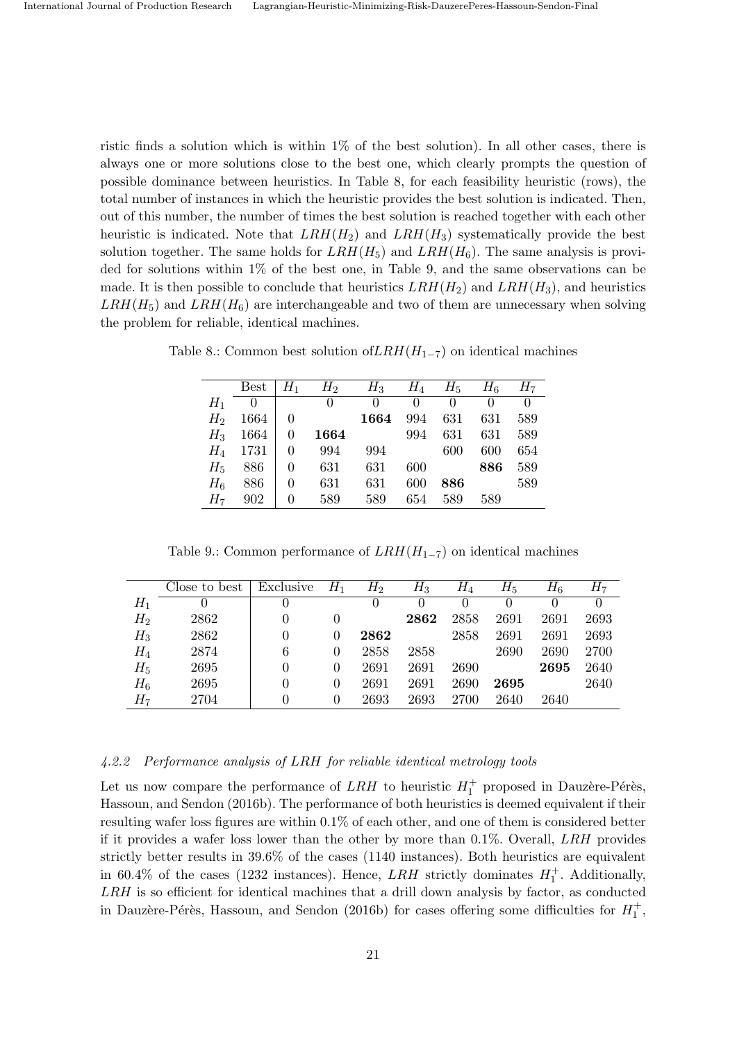ristic finds a solution which is within 1% of the best solution). In all other cases, there is always one or more solutions close to the best one, which clearly prompts the question of possible dominance between heuristics. In Table 8, for each feasibility heuristic (rows), the total number of instances in which the heuristic provides the best solution is indicated. Then, out of this number, the number of times the best solution is reached together with each other heuristic is indicated. Note that $LRH(H_2)$ and $LRH(H_3)$ systematically provide the best solution together. The same holds for $LRH(H_5)$ and $LRH(H_6)$. The same analysis is provided for solutions within 1% of the best one, in Table 9, and the same observations can be made. It is then possible to conclude that heuristics $LRH(H_2)$ and $LRH(H_3)$, and heuristics $LRH(H_5)$ and $LRH(H_6)$ are interchangeable and two of them are unnecessary when solving the problem for reliable, identical machines.

Table 8.: Common best solution of$LRH(H_{1-7})$ on identical machines

| | Best | $H_1$ | $H_2$ | $H_3$ | $H_4$ | $H_5$ | $H_6$ | $H_7$ |
|---|---|---|---|---|---|---|---|---|
| $H_1$ | 0 | | 0 | 0 | 0 | 0 | 0 | 0 |
| $H_2$ | 1664 | 0 | | **1664** | 994 | 631 | 631 | 589 |
| $H_3$ | 1664 | 0 | **1664** | | 994 | 631 | 631 | 589 |
| $H_4$ | 1731 | 0 | 994 | 994 | | 600 | 600 | 654 |
| $H_5$ | 886 | 0 | 631 | 631 | 600 | | **886** | 589 |
| $H_6$ | 886 | 0 | 631 | 631 | 600 | **886** | | 589 |
| $H_7$ | 902 | 0 | 589 | 589 | 654 | 589 | 589 | |

Table 9.: Common performance of $LRH(H_{1-7})$ on identical machines

| | Close to best | Exclusive | $H_1$ | $H_2$ | $H_3$ | $H_4$ | $H_5$ | $H_6$ | $H_7$ |
|---|---|---|---|---|---|---|---|---|---|
| $H_1$ | 0 | 0 | | 0 | 0 | 0 | 0 | 0 | 0 |
| $H_2$ | 2862 | 0 | 0 | | **2862** | 2858 | 2691 | 2691 | 2693 |
| $H_3$ | 2862 | 0 | 0 | **2862** | | 2858 | 2691 | 2691 | 2693 |
| $H_4$ | 2874 | 6 | 0 | 2858 | 2858 | | 2690 | 2690 | 2700 |
| $H_5$ | 2695 | 0 | 0 | 2691 | 2691 | 2690 | | **2695** | 2640 |
| $H_6$ | 2695 | 0 | 0 | 2691 | 2691 | 2690 | **2695** | | 2640 |
| $H_7$ | 2704 | 0 | 0 | 2693 | 2693 | 2700 | 2640 | 2640 | |

#### *4.2.2 Performance analysis of LRH for reliable identical metrology tools*

Let us now compare the performance of $LRH$ to heuristic $H_1^+$ proposed in Dauzère-Pérès, Hassoun, and Sendon (2016b). The performance of both heuristics is deemed equivalent if their resulting wafer loss figures are within 0.1% of each other, and one of them is considered better if it provides a wafer loss lower than the other by more than 0.1%. Overall, $LRH$ provides strictly better results in 39.6% of the cases (1140 instances). Both heuristics are equivalent in 60.4% of the cases (1232 instances). Hence, $LRH$ strictly dominates $H_1^+$. Additionally, $LRH$ is so efficient for identical machines that a drill down analysis by factor, as conducted in Dauzère-Pérès, Hassoun, and Sendon (2016b) for cases offering some difficulties for $H_1^+$,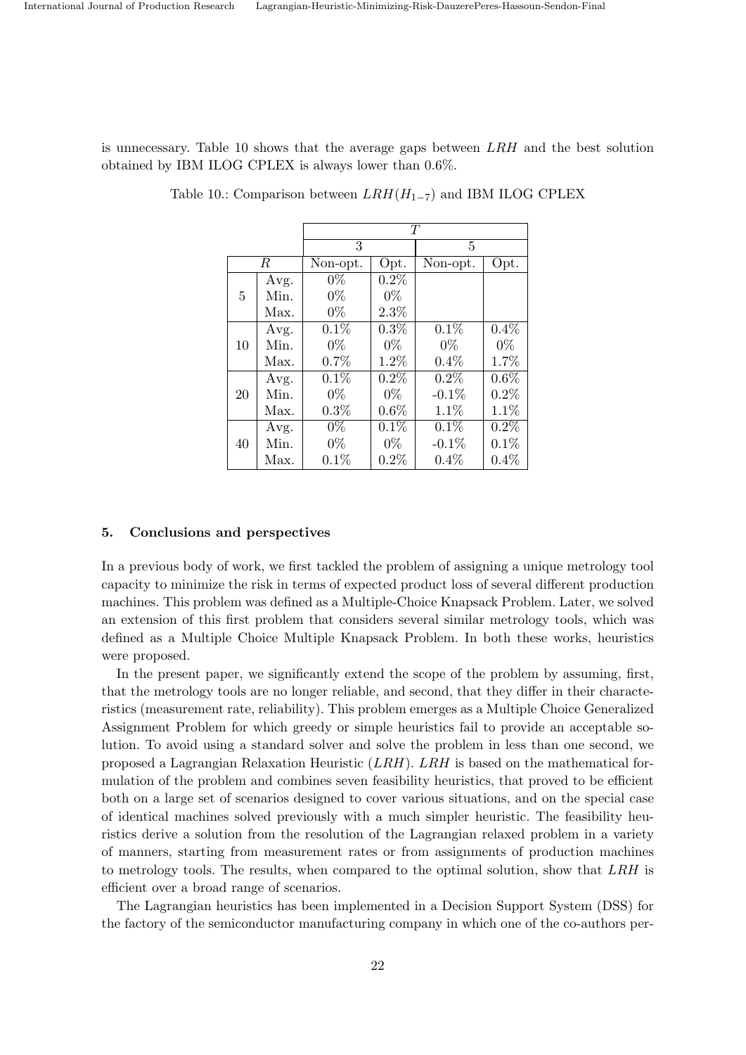is unnecessary. Table 10 shows that the average gaps between *LRH* and the best solution obtained by IBM ILOG CPLEX is always lower than 0.6%.

Table 10.: Comparison between $LRH(H_{1-7})$ and IBM ILOG CPLEX

| | | T | | | |
|---|---|---|---|---|---|
| | | 3 | | 5 | |
| R | | Non-opt. | Opt. | Non-opt. | Opt. |
| 5 | Avg. | 0% | 0.2% | | |
| | Min. | 0% | 0% | | |
| | Max. | 0% | 2.3% | | |
| 10 | Avg. | 0.1% | 0.3% | 0.1% | 0.4% |
| | Min. | 0% | 0% | 0% | 0% |
| | Max. | 0.7% | 1.2% | 0.4% | 1.7% |
| 20 | Avg. | 0.1% | 0.2% | 0.2% | 0.6% |
| | Min. | 0% | 0% | -0.1% | 0.2% |
| | Max. | 0.3% | 0.6% | 1.1% | 1.1% |
| 40 | Avg. | 0% | 0.1% | 0.1% | 0.2% |
| | Min. | 0% | 0% | -0.1% | 0.1% |
| | Max. | 0.1% | 0.2% | 0.4% | 0.4% |

## 5. Conclusions and perspectives

In a previous body of work, we first tackled the problem of assigning a unique metrology tool capacity to minimize the risk in terms of expected product loss of several different production machines. This problem was defined as a Multiple-Choice Knapsack Problem. Later, we solved an extension of this first problem that considers several similar metrology tools, which was defined as a Multiple Choice Multiple Knapsack Problem. In both these works, heuristics were proposed.

In the present paper, we significantly extend the scope of the problem by assuming, first, that the metrology tools are no longer reliable, and second, that they differ in their characteristics (measurement rate, reliability). This problem emerges as a Multiple Choice Generalized Assignment Problem for which greedy or simple heuristics fail to provide an acceptable solution. To avoid using a standard solver and solve the problem in less than one second, we proposed a Lagrangian Relaxation Heuristic (*LRH*). *LRH* is based on the mathematical formulation of the problem and combines seven feasibility heuristics, that proved to be efficient both on a large set of scenarios designed to cover various situations, and on the special case of identical machines solved previously with a much simpler heuristic. The feasibility heuristics derive a solution from the resolution of the Lagrangian relaxed problem in a variety of manners, starting from measurement rates or from assignments of production machines to metrology tools. The results, when compared to the optimal solution, show that *LRH* is efficient over a broad range of scenarios.

The Lagrangian heuristics has been implemented in a Decision Support System (DSS) for the factory of the semiconductor manufacturing company in which one of the co-authors per-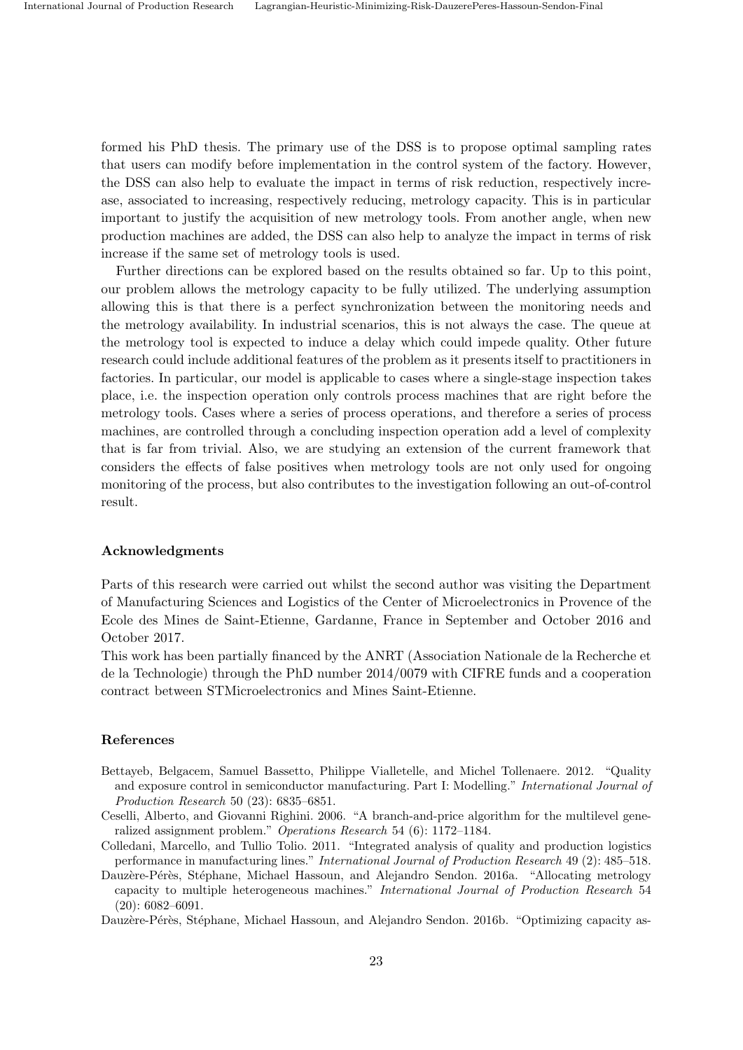formed his PhD thesis. The primary use of the DSS is to propose optimal sampling rates that users can modify before implementation in the control system of the factory. However, the DSS can also help to evaluate the impact in terms of risk reduction, respectively increase, associated to increasing, respectively reducing, metrology capacity. This is in particular important to justify the acquisition of new metrology tools. From another angle, when new production machines are added, the DSS can also help to analyze the impact in terms of risk increase if the same set of metrology tools is used.

Further directions can be explored based on the results obtained so far. Up to this point, our problem allows the metrology capacity to be fully utilized. The underlying assumption allowing this is that there is a perfect synchronization between the monitoring needs and the metrology availability. In industrial scenarios, this is not always the case. The queue at the metrology tool is expected to induce a delay which could impede quality. Other future research could include additional features of the problem as it presents itself to practitioners in factories. In particular, our model is applicable to cases where a single-stage inspection takes place, i.e. the inspection operation only controls process machines that are right before the metrology tools. Cases where a series of process operations, and therefore a series of process machines, are controlled through a concluding inspection operation add a level of complexity that is far from trivial. Also, we are studying an extension of the current framework that considers the effects of false positives when metrology tools are not only used for ongoing monitoring of the process, but also contributes to the investigation following an out-of-control result.

## Acknowledgments

Parts of this research were carried out whilst the second author was visiting the Department of Manufacturing Sciences and Logistics of the Center of Microelectronics in Provence of the Ecole des Mines de Saint-Etienne, Gardanne, France in September and October 2016 and October 2017.

This work has been partially financed by the ANRT (Association Nationale de la Recherche et de la Technologie) through the PhD number 2014/0079 with CIFRE funds and a cooperation contract between STMicroelectronics and Mines Saint-Etienne.

## References

Bettayeb, Belgacem, Samuel Bassetto, Philippe Vialletelle, and Michel Tollenaere. 2012. "Quality and exposure control in semiconductor manufacturing. Part I: Modelling." *International Journal of Production Research* 50 (23): 6835–6851.

Ceselli, Alberto, and Giovanni Righini. 2006. "A branch-and-price algorithm for the multilevel generalized assignment problem." *Operations Research* 54 (6): 1172–1184.

Colledani, Marcello, and Tullio Tolio. 2011. "Integrated analysis of quality and production logistics performance in manufacturing lines." *International Journal of Production Research* 49 (2): 485–518.

Dauzère-Pérès, Stéphane, Michael Hassoun, and Alejandro Sendon. 2016a. "Allocating metrology capacity to multiple heterogeneous machines." *International Journal of Production Research* 54 (20): 6082–6091.

Dauzère-Pérès, Stéphane, Michael Hassoun, and Alejandro Sendon. 2016b. "Optimizing capacity as-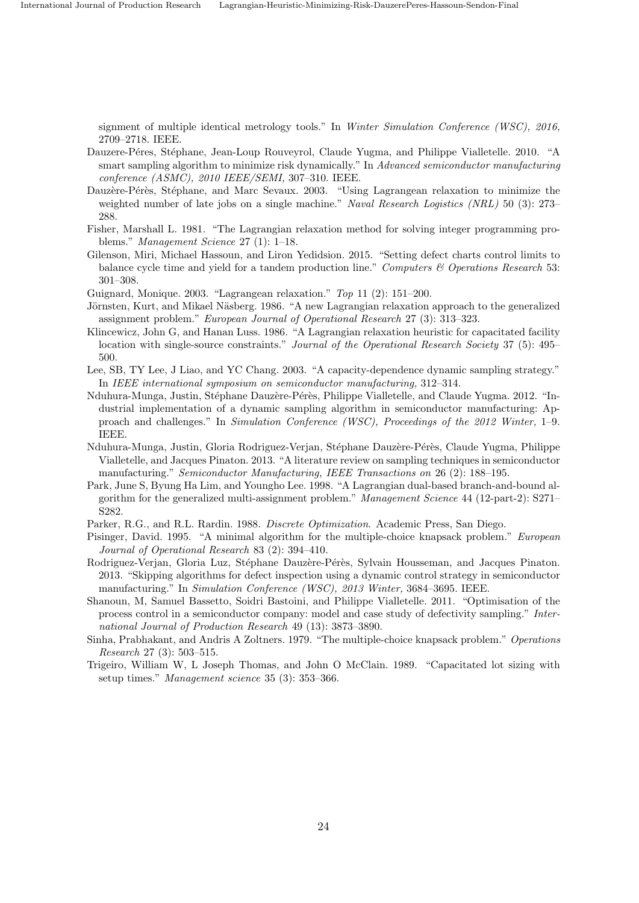signment of multiple identical metrology tools." In *Winter Simulation Conference (WSC), 2016,* 2709–2718. IEEE.

Dauzere-Péres, Stéphane, Jean-Loup Rouveyrol, Claude Yugma, and Philippe Vialletelle. 2010. "A smart sampling algorithm to minimize risk dynamically." In *Advanced semiconductor manufacturing conference (ASMC), 2010 IEEE/SEMI,* 307–310. IEEE.

Dauzère-Pérès, Stéphane, and Marc Sevaux. 2003. "Using Lagrangean relaxation to minimize the weighted number of late jobs on a single machine." *Naval Research Logistics (NRL)* 50 (3): 273–288.

Fisher, Marshall L. 1981. "The Lagrangian relaxation method for solving integer programming problems." *Management Science* 27 (1): 1–18.

Gilenson, Miri, Michael Hassoun, and Liron Yedidsion. 2015. "Setting defect charts control limits to balance cycle time and yield for a tandem production line." *Computers & Operations Research* 53: 301–308.

Guignard, Monique. 2003. "Lagrangean relaxation." *Top* 11 (2): 151–200.

Jörnsten, Kurt, and Mikael Näsberg. 1986. "A new Lagrangian relaxation approach to the generalized assignment problem." *European Journal of Operational Research* 27 (3): 313–323.

Klincewicz, John G, and Hanan Luss. 1986. "A Lagrangian relaxation heuristic for capacitated facility location with single-source constraints." *Journal of the Operational Research Society* 37 (5): 495–500.

Lee, SB, TY Lee, J Liao, and YC Chang. 2003. "A capacity-dependence dynamic sampling strategy." In *IEEE international symposium on semiconductor manufacturing,* 312–314.

Nduhura-Munga, Justin, Stéphane Dauzère-Pérès, Philippe Vialletelle, and Claude Yugma. 2012. "Industrial implementation of a dynamic sampling algorithm in semiconductor manufacturing: Approach and challenges." In *Simulation Conference (WSC), Proceedings of the 2012 Winter,* 1–9. IEEE.

Nduhura-Munga, Justin, Gloria Rodriguez-Verjan, Stéphane Dauzère-Pérès, Claude Yugma, Philippe Vialletelle, and Jacques Pinaton. 2013. "A literature review on sampling techniques in semiconductor manufacturing." *Semiconductor Manufacturing, IEEE Transactions on* 26 (2): 188–195.

Park, June S, Byung Ha Lim, and Youngho Lee. 1998. "A Lagrangian dual-based branch-and-bound algorithm for the generalized multi-assignment problem." *Management Science* 44 (12-part-2): S271–S282.

Parker, R.G., and R.L. Rardin. 1988. *Discrete Optimization*. Academic Press, San Diego.

Pisinger, David. 1995. "A minimal algorithm for the multiple-choice knapsack problem." *European Journal of Operational Research* 83 (2): 394–410.

Rodriguez-Verjan, Gloria Luz, Stéphane Dauzère-Pérès, Sylvain Housseman, and Jacques Pinaton. 2013. "Skipping algorithms for defect inspection using a dynamic control strategy in semiconductor manufacturing." In *Simulation Conference (WSC), 2013 Winter,* 3684–3695. IEEE.

Shanoun, M, Samuel Bassetto, Soidri Bastoini, and Philippe Vialletelle. 2011. "Optimisation of the process control in a semiconductor company: model and case study of defectivity sampling." *International Journal of Production Research* 49 (13): 3873–3890.

Sinha, Prabhakant, and Andris A Zoltners. 1979. "The multiple-choice knapsack problem." *Operations Research* 27 (3): 503–515.

Trigeiro, William W, L Joseph Thomas, and John O McClain. 1989. "Capacitated lot sizing with setup times." *Management science* 35 (3): 353–366.